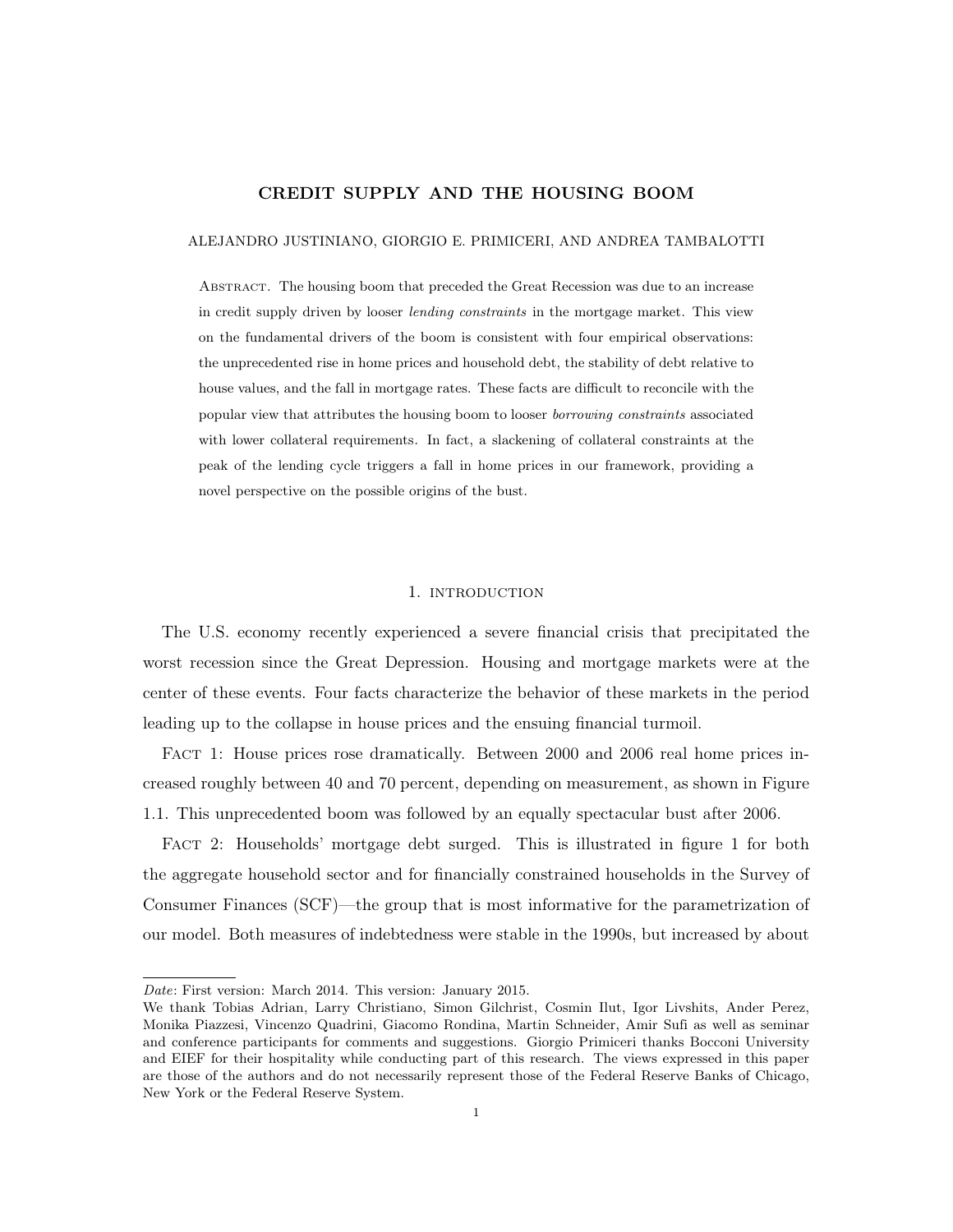# CREDIT SUPPLY AND THE HOUSING BOOM

ALEJANDRO JUSTINIANO, GIORGIO E. PRIMICERI, AND ANDREA TAMBALOTTI

ABSTRACT. The housing boom that preceded the Great Recession was due to an increase in credit supply driven by looser *lending constraints* in the mortgage market. This view on the fundamental drivers of the boom is consistent with four empirical observations: the unprecedented rise in home prices and household debt, the stability of debt relative to house values, and the fall in mortgage rates. These facts are difficult to reconcile with the popular view that attributes the housing boom to looser *borrowing constraints* associated with lower collateral requirements. In fact, a slackening of collateral constraints at the peak of the lending cycle triggers a fall in home prices in our framework, providing a novel perspective on the possible origins of the bust.

## 1. INTRODUCTION

The U.S. economy recently experienced a severe financial crisis that precipitated the worst recession since the Great Depression. Housing and mortgage markets were at the center of these events. Four facts characterize the behavior of these markets in the period leading up to the collapse in house prices and the ensuing financial turmoil.

FACT 1: House prices rose dramatically. Between 2000 and 2006 real home prices increased roughly between 40 and 70 percent, depending on measurement, as shown in Figure 1.1. This unprecedented boom was followed by an equally spectacular bust after 2006.

FACT 2: Households' mortgage debt surged. This is illustrated in figure 1 for both the aggregate household sector and for financially constrained households in the Survey of Consumer Finances (SCF)—the group that is most informative for the parametrization of our model. Both measures of indebtedness were stable in the 1990s, but increased by about

*Date*: First version: March 2014. This version: January 2015.
We thank Tobias Adrian, Larry Christiano, Simon Gilchrist, Cosmin Ilut, Igor Livshits, Ander Perez, Monika Piazzesi, Vincenzo Quadrini, Giacomo Rondina, Martin Schneider, Amir Sufi as well as seminar and conference participants for comments and suggestions. Giorgio Primiceri thanks Bocconi University and EIEF for their hospitality while conducting part of this research. The views expressed in this paper are those of the authors and do not necessarily represent those of the Federal Reserve Banks of Chicago, New York or the Federal Reserve System.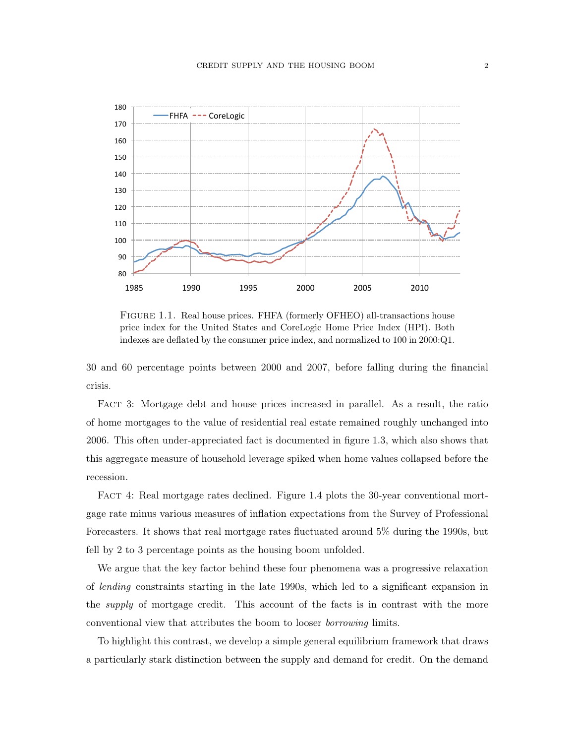FIGURE 1.1. Real house prices. FHFA (formerly OFHEO) all-transactions house price index for the United States and CoreLogic Home Price Index (HPI). Both indexes are deflated by the consumer price index, and normalized to 100 in 2000:Q1.

30 and 60 percentage points between 2000 and 2007, before falling during the financial crisis.

FACT 3: Mortgage debt and house prices increased in parallel. As a result, the ratio of home mortgages to the value of residential real estate remained roughly unchanged into 2006. This often under-appreciated fact is documented in figure 1.3, which also shows that this aggregate measure of household leverage spiked when home values collapsed before the recession.

FACT 4: Real mortgage rates declined. Figure 1.4 plots the 30-year conventional mortgage rate minus various measures of inflation expectations from the Survey of Professional Forecasters. It shows that real mortgage rates fluctuated around 5% during the 1990s, but fell by 2 to 3 percentage points as the housing boom unfolded.

We argue that the key factor behind these four phenomena was a progressive relaxation of *lending* constraints starting in the late 1990s, which led to a significant expansion in the *supply* of mortgage credit. This account of the facts is in contrast with the more conventional view that attributes the boom to looser *borrowing* limits.

To highlight this contrast, we develop a simple general equilibrium framework that draws a particularly stark distinction between the supply and demand for credit. On the demand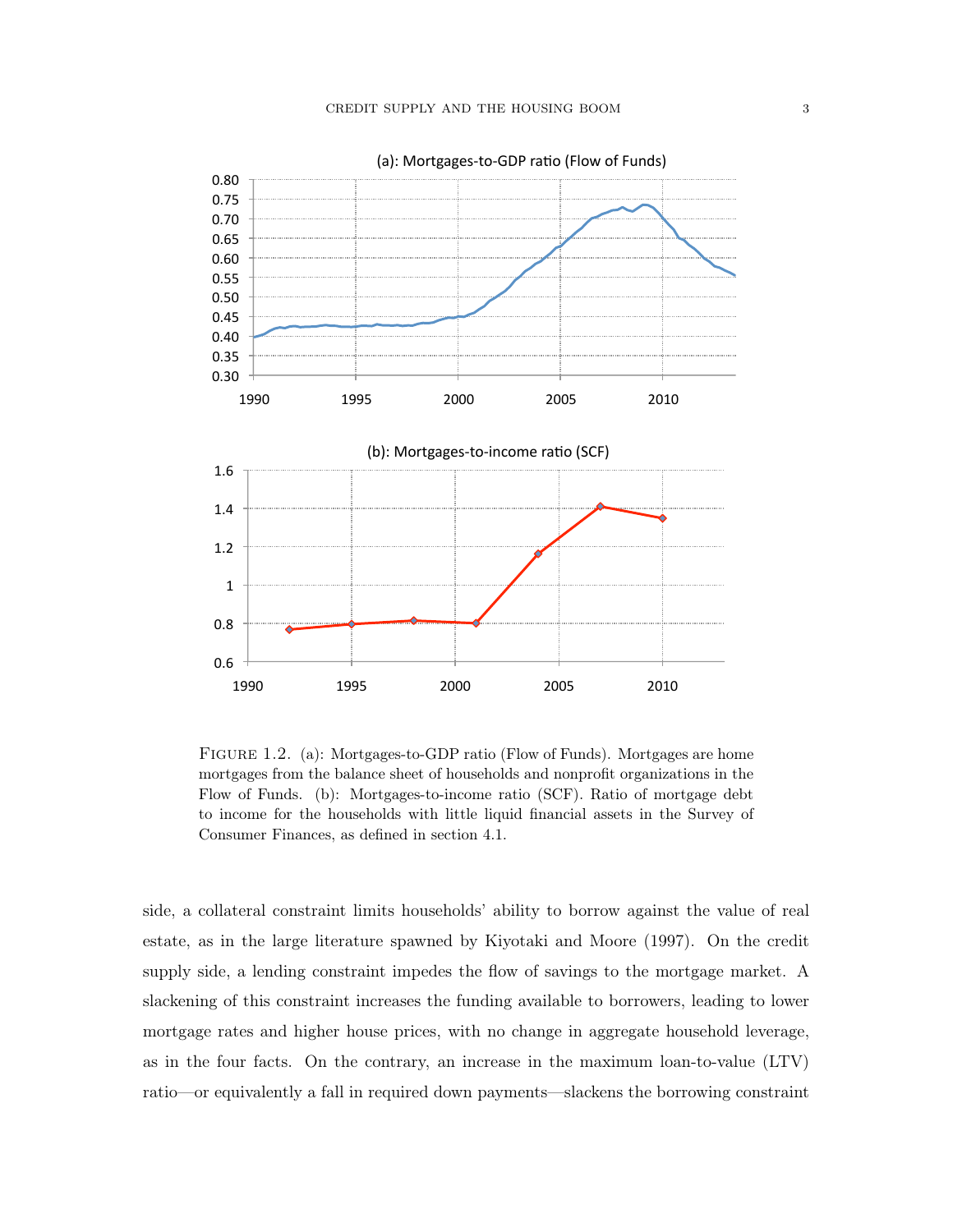FIGURE 1.2. (a): Mortgages-to-GDP ratio (Flow of Funds). Mortgages are home mortgages from the balance sheet of households and nonprofit organizations in the Flow of Funds. (b): Mortgages-to-income ratio (SCF). Ratio of mortgage debt to income for the households with little liquid financial assets in the Survey of Consumer Finances, as defined in section 4.1.

side, a collateral constraint limits households' ability to borrow against the value of real estate, as in the large literature spawned by Kiyotaki and Moore (1997). On the credit supply side, a lending constraint impedes the flow of savings to the mortgage market. A slackening of this constraint increases the funding available to borrowers, leading to lower mortgage rates and higher house prices, with no change in aggregate household leverage, as in the four facts. On the contrary, an increase in the maximum loan-to-value (LTV) ratio—or equivalently a fall in required down payments—slackens the borrowing constraint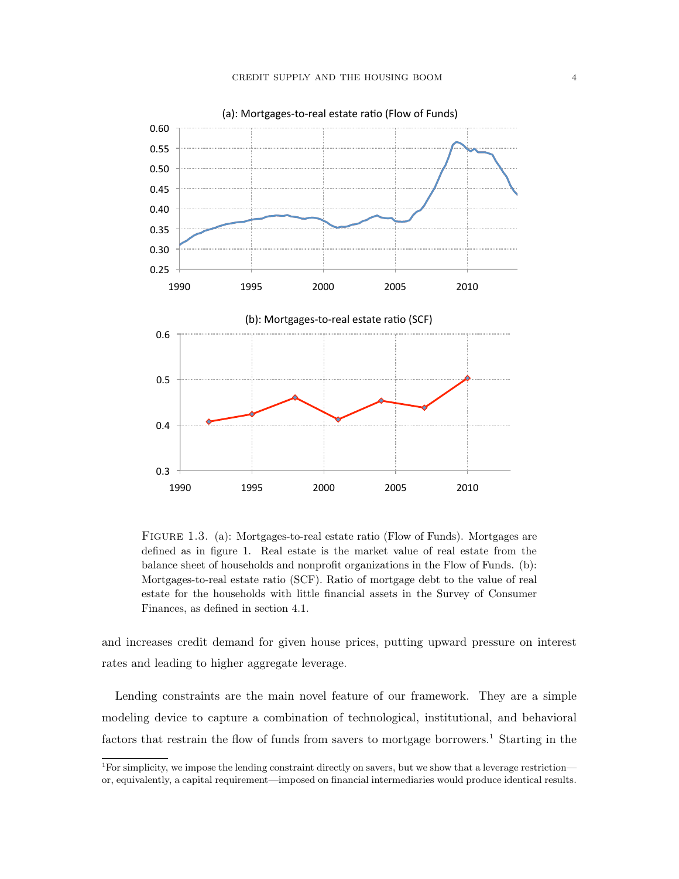FIGURE 1.3. (a): Mortgages-to-real estate ratio (Flow of Funds). Mortgages are defined as in figure 1. Real estate is the market value of real estate from the balance sheet of households and nonprofit organizations in the Flow of Funds. (b): Mortgages-to-real estate ratio (SCF). Ratio of mortgage debt to the value of real estate for the households with little financial assets in the Survey of Consumer Finances, as defined in section 4.1.

and increases credit demand for given house prices, putting upward pressure on interest rates and leading to higher aggregate leverage.

Lending constraints are the main novel feature of our framework. They are a simple modeling device to capture a combination of technological, institutional, and behavioral factors that restrain the flow of funds from savers to mortgage borrowers.[1] Starting in the

[1] For simplicity, we impose the lending constraint directly on savers, but we show that a leverage restriction—or, equivalently, a capital requirement—imposed on financial intermediaries would produce identical results.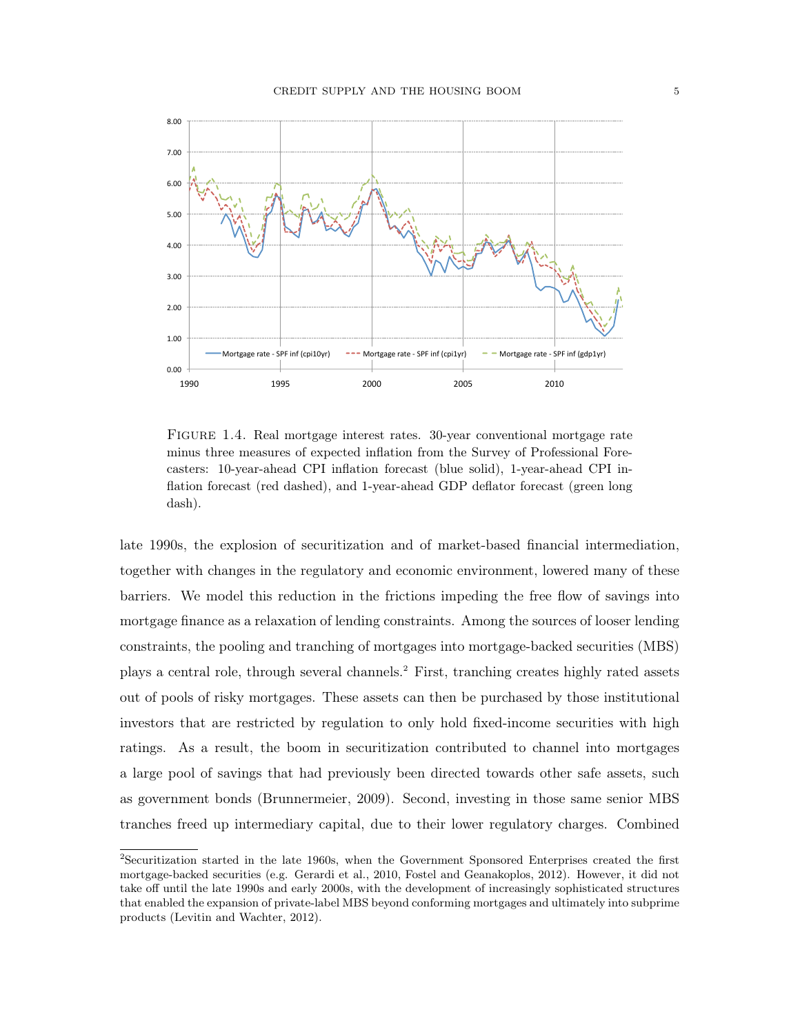FIGURE 1.4. Real mortgage interest rates. 30-year conventional mortgage rate minus three measures of expected inflation from the Survey of Professional Forecasters: 10-year-ahead CPI inflation forecast (blue solid), 1-year-ahead CPI inflation forecast (red dashed), and 1-year-ahead GDP deflator forecast (green long dash).

late 1990s, the explosion of securitization and of market-based financial intermediation, together with changes in the regulatory and economic environment, lowered many of these barriers. We model this reduction in the frictions impeding the free flow of savings into mortgage finance as a relaxation of lending constraints. Among the sources of looser lending constraints, the pooling and tranching of mortgages into mortgage-backed securities (MBS) plays a central role, through several channels.[2] First, tranching creates highly rated assets out of pools of risky mortgages. These assets can then be purchased by those institutional investors that are restricted by regulation to only hold fixed-income securities with high ratings. As a result, the boom in securitization contributed to channel into mortgages a large pool of savings that had previously been directed towards other safe assets, such as government bonds (Brunnermeier, 2009). Second, investing in those same senior MBS tranches freed up intermediary capital, due to their lower regulatory charges. Combined

[2]Securitization started in the late 1960s, when the Government Sponsored Enterprises created the first mortgage-backed securities (e.g. Gerardi et al., 2010, Fostel and Geanakoplos, 2012). However, it did not take off until the late 1990s and early 2000s, with the development of increasingly sophisticated structures that enabled the expansion of private-label MBS beyond conforming mortgages and ultimately into subprime products (Levitin and Wachter, 2012).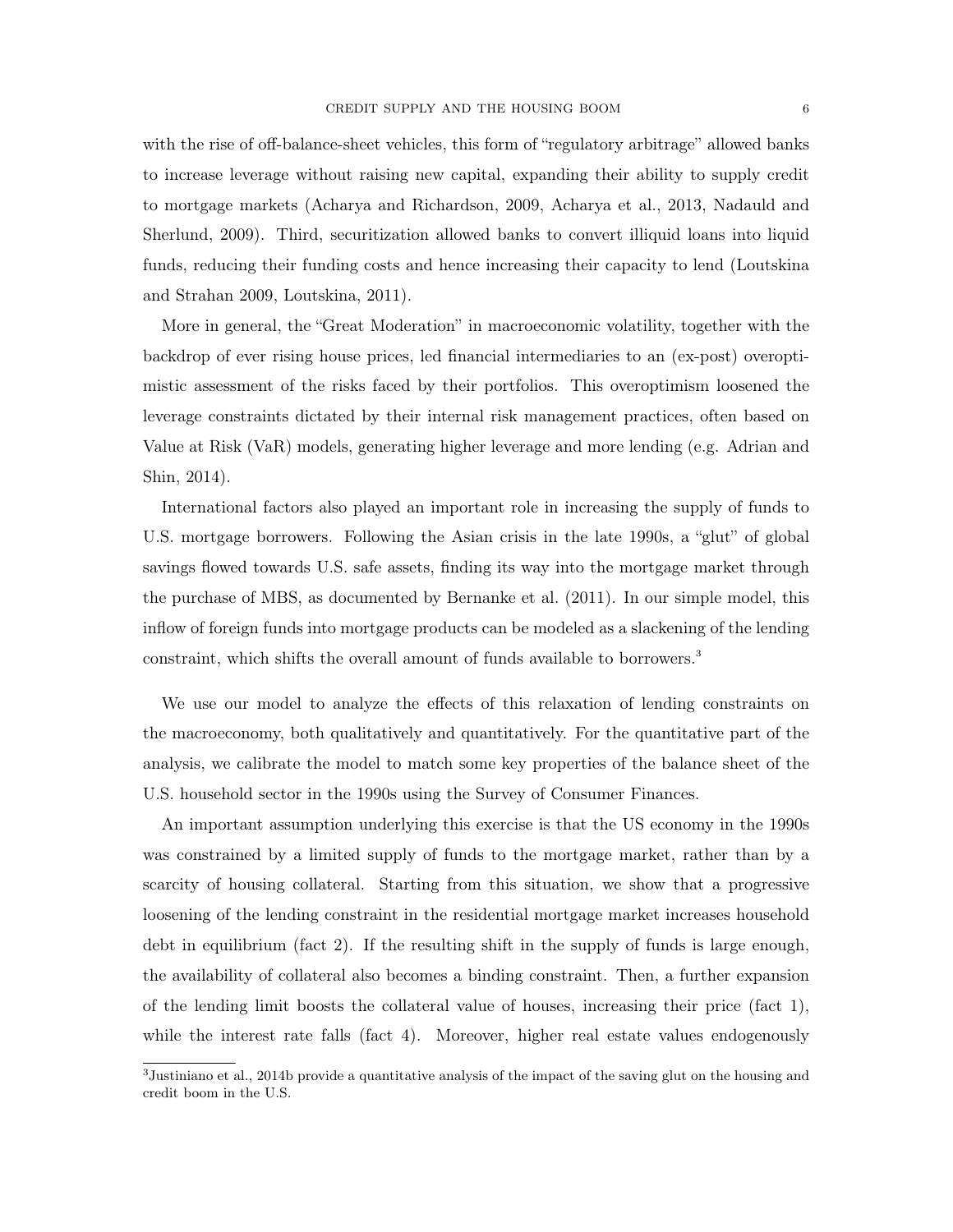with the rise of off-balance-sheet vehicles, this form of "regulatory arbitrage" allowed banks to increase leverage without raising new capital, expanding their ability to supply credit to mortgage markets (Acharya and Richardson, 2009, Acharya et al., 2013, Nadauld and Sherlund, 2009). Third, securitization allowed banks to convert illiquid loans into liquid funds, reducing their funding costs and hence increasing their capacity to lend (Loutskina and Strahan 2009, Loutskina, 2011).

More in general, the "Great Moderation" in macroeconomic volatility, together with the backdrop of ever rising house prices, led financial intermediaries to an (ex-post) overoptimistic assessment of the risks faced by their portfolios. This overoptimism loosened the leverage constraints dictated by their internal risk management practices, often based on Value at Risk (VaR) models, generating higher leverage and more lending (e.g. Adrian and Shin, 2014).

International factors also played an important role in increasing the supply of funds to U.S. mortgage borrowers. Following the Asian crisis in the late 1990s, a "glut" of global savings flowed towards U.S. safe assets, finding its way into the mortgage market through the purchase of MBS, as documented by Bernanke et al. (2011). In our simple model, this inflow of foreign funds into mortgage products can be modeled as a slackening of the lending constraint, which shifts the overall amount of funds available to borrowers.[3]

We use our model to analyze the effects of this relaxation of lending constraints on the macroeconomy, both qualitatively and quantitatively. For the quantitative part of the analysis, we calibrate the model to match some key properties of the balance sheet of the U.S. household sector in the 1990s using the Survey of Consumer Finances.

An important assumption underlying this exercise is that the US economy in the 1990s was constrained by a limited supply of funds to the mortgage market, rather than by a scarcity of housing collateral. Starting from this situation, we show that a progressive loosening of the lending constraint in the residential mortgage market increases household debt in equilibrium (fact 2). If the resulting shift in the supply of funds is large enough, the availability of collateral also becomes a binding constraint. Then, a further expansion of the lending limit boosts the collateral value of houses, increasing their price (fact 1), while the interest rate falls (fact 4). Moreover, higher real estate values endogenously

[3] Justiniano et al., 2014b provide a quantitative analysis of the impact of the saving glut on the housing and credit boom in the U.S.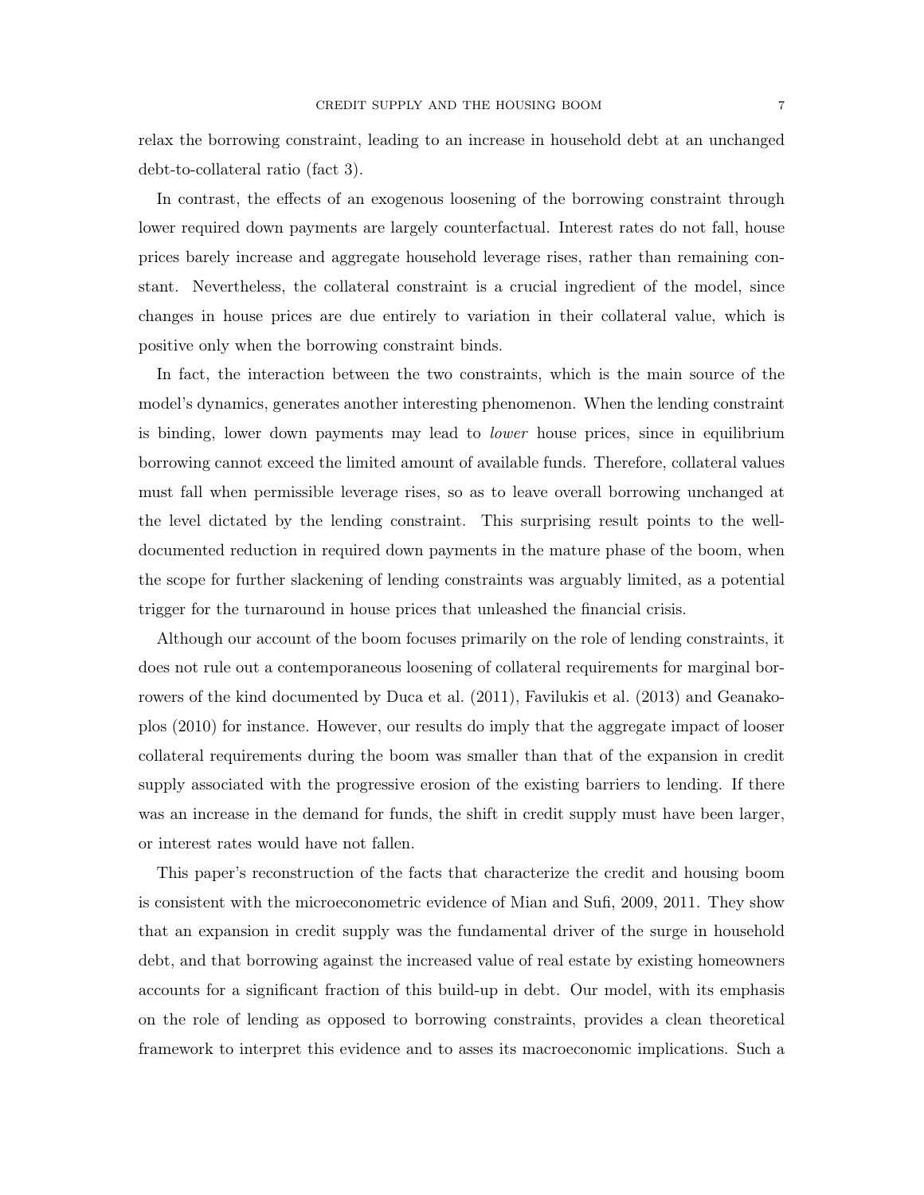relax the borrowing constraint, leading to an increase in household debt at an unchanged debt-to-collateral ratio (fact 3).

In contrast, the effects of an exogenous loosening of the borrowing constraint through lower required down payments are largely counterfactual. Interest rates do not fall, house prices barely increase and aggregate household leverage rises, rather than remaining constant. Nevertheless, the collateral constraint is a crucial ingredient of the model, since changes in house prices are due entirely to variation in their collateral value, which is positive only when the borrowing constraint binds.

In fact, the interaction between the two constraints, which is the main source of the model's dynamics, generates another interesting phenomenon. When the lending constraint is binding, lower down payments may lead to *lower* house prices, since in equilibrium borrowing cannot exceed the limited amount of available funds. Therefore, collateral values must fall when permissible leverage rises, so as to leave overall borrowing unchanged at the level dictated by the lending constraint. This surprising result points to the well-documented reduction in required down payments in the mature phase of the boom, when the scope for further slackening of lending constraints was arguably limited, as a potential trigger for the turnaround in house prices that unleashed the financial crisis.

Although our account of the boom focuses primarily on the role of lending constraints, it does not rule out a contemporaneous loosening of collateral requirements for marginal borrowers of the kind documented by Duca et al. (2011), Favilukis et al. (2013) and Geanakoplos (2010) for instance. However, our results do imply that the aggregate impact of looser collateral requirements during the boom was smaller than that of the expansion in credit supply associated with the progressive erosion of the existing barriers to lending. If there was an increase in the demand for funds, the shift in credit supply must have been larger, or interest rates would have not fallen.

This paper's reconstruction of the facts that characterize the credit and housing boom is consistent with the microeconometric evidence of Mian and Sufi, 2009, 2011. They show that an expansion in credit supply was the fundamental driver of the surge in household debt, and that borrowing against the increased value of real estate by existing homeowners accounts for a significant fraction of this build-up in debt. Our model, with its emphasis on the role of lending as opposed to borrowing constraints, provides a clean theoretical framework to interpret this evidence and to asses its macroeconomic implications. Such a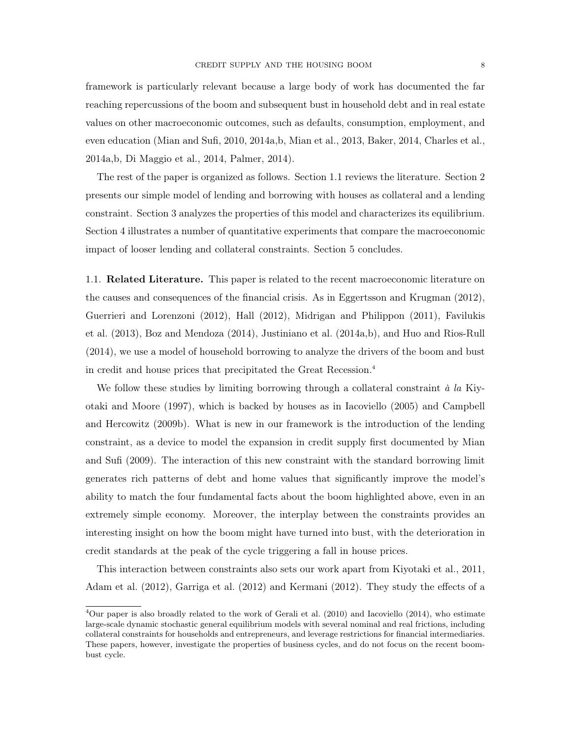framework is particularly relevant because a large body of work has documented the far reaching repercussions of the boom and subsequent bust in household debt and in real estate values on other macroeconomic outcomes, such as defaults, consumption, employment, and even education (Mian and Sufi, 2010, 2014a,b, Mian et al., 2013, Baker, 2014, Charles et al., 2014a,b, Di Maggio et al., 2014, Palmer, 2014).

The rest of the paper is organized as follows. Section 1.1 reviews the literature. Section 2 presents our simple model of lending and borrowing with houses as collateral and a lending constraint. Section 3 analyzes the properties of this model and characterizes its equilibrium. Section 4 illustrates a number of quantitative experiments that compare the macroeconomic impact of looser lending and collateral constraints. Section 5 concludes.

1.1. **Related Literature.** This paper is related to the recent macroeconomic literature on the causes and consequences of the financial crisis. As in Eggertsson and Krugman (2012), Guerrieri and Lorenzoni (2012), Hall (2012), Midrigan and Philippon (2011), Favilukis et al. (2013), Boz and Mendoza (2014), Justiniano et al. (2014a,b), and Huo and Rios-Rull (2014), we use a model of household borrowing to analyze the drivers of the boom and bust in credit and house prices that precipitated the Great Recession.[4]

We follow these studies by limiting borrowing through a collateral constraint *à la* Kiyotaki and Moore (1997), which is backed by houses as in Iacoviello (2005) and Campbell and Hercowitz (2009b). What is new in our framework is the introduction of the lending constraint, as a device to model the expansion in credit supply first documented by Mian and Sufi (2009). The interaction of this new constraint with the standard borrowing limit generates rich patterns of debt and home values that significantly improve the model's ability to match the four fundamental facts about the boom highlighted above, even in an extremely simple economy. Moreover, the interplay between the constraints provides an interesting insight on how the boom might have turned into bust, with the deterioration in credit standards at the peak of the cycle triggering a fall in house prices.

This interaction between constraints also sets our work apart from Kiyotaki et al., 2011, Adam et al. (2012), Garriga et al. (2012) and Kermani (2012). They study the effects of a

[4]Our paper is also broadly related to the work of Gerali et al. (2010) and Iacoviello (2014), who estimate large-scale dynamic stochastic general equilibrium models with several nominal and real frictions, including collateral constraints for households and entrepreneurs, and leverage restrictions for financial intermediaries. These papers, however, investigate the properties of business cycles, and do not focus on the recent boom-bust cycle.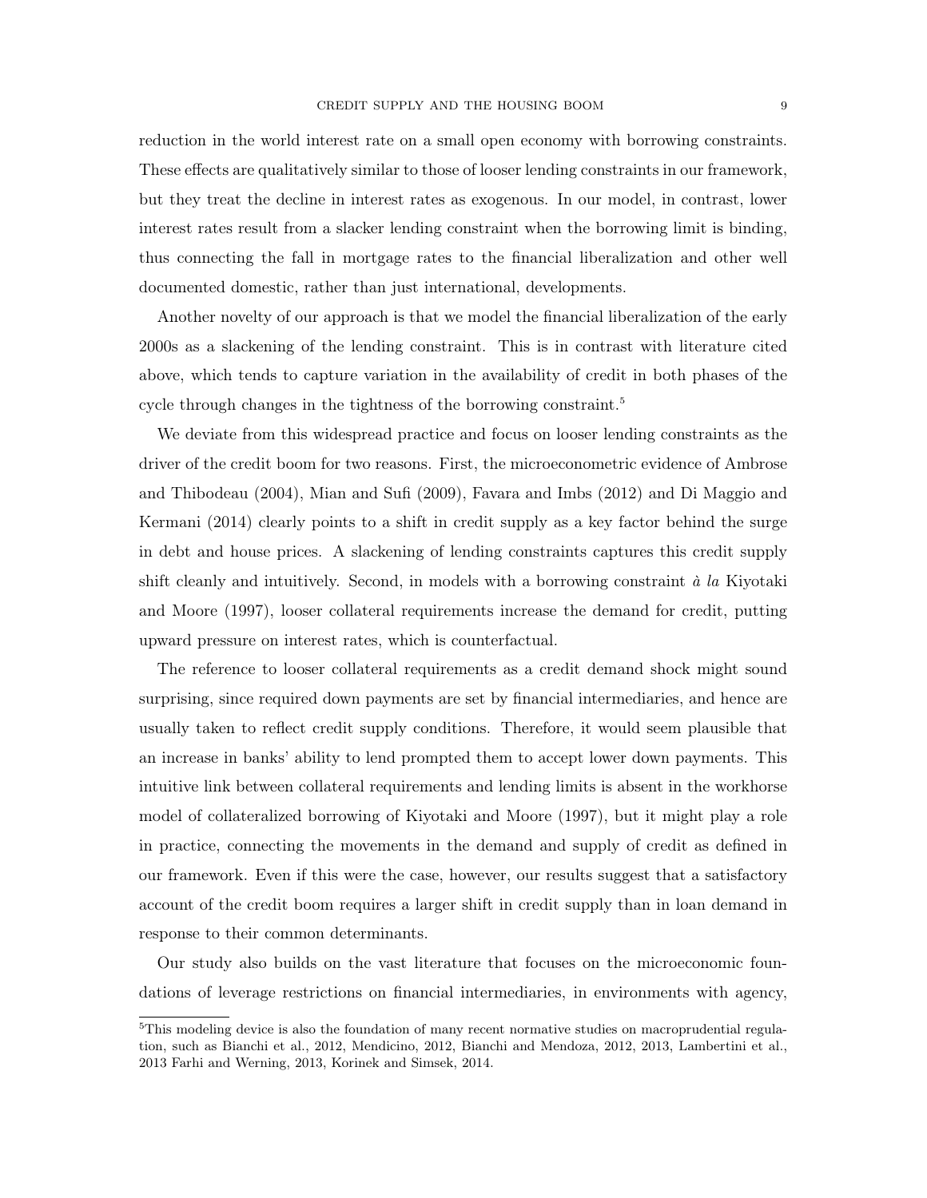reduction in the world interest rate on a small open economy with borrowing constraints. These effects are qualitatively similar to those of looser lending constraints in our framework, but they treat the decline in interest rates as exogenous. In our model, in contrast, lower interest rates result from a slacker lending constraint when the borrowing limit is binding, thus connecting the fall in mortgage rates to the financial liberalization and other well documented domestic, rather than just international, developments.

Another novelty of our approach is that we model the financial liberalization of the early 2000s as a slackening of the lending constraint. This is in contrast with literature cited above, which tends to capture variation in the availability of credit in both phases of the cycle through changes in the tightness of the borrowing constraint.[5]

We deviate from this widespread practice and focus on looser lending constraints as the driver of the credit boom for two reasons. First, the microeconometric evidence of Ambrose and Thibodeau (2004), Mian and Sufi (2009), Favara and Imbs (2012) and Di Maggio and Kermani (2014) clearly points to a shift in credit supply as a key factor behind the surge in debt and house prices. A slackening of lending constraints captures this credit supply shift cleanly and intuitively. Second, in models with a borrowing constraint *à la* Kiyotaki and Moore (1997), looser collateral requirements increase the demand for credit, putting upward pressure on interest rates, which is counterfactual.

The reference to looser collateral requirements as a credit demand shock might sound surprising, since required down payments are set by financial intermediaries, and hence are usually taken to reflect credit supply conditions. Therefore, it would seem plausible that an increase in banks' ability to lend prompted them to accept lower down payments. This intuitive link between collateral requirements and lending limits is absent in the workhorse model of collateralized borrowing of Kiyotaki and Moore (1997), but it might play a role in practice, connecting the movements in the demand and supply of credit as defined in our framework. Even if this were the case, however, our results suggest that a satisfactory account of the credit boom requires a larger shift in credit supply than in loan demand in response to their common determinants.

Our study also builds on the vast literature that focuses on the microeconomic foundations of leverage restrictions on financial intermediaries, in environments with agency,

[5]This modeling device is also the foundation of many recent normative studies on macroprudential regulation, such as Bianchi et al., 2012, Mendicino, 2012, Bianchi and Mendoza, 2012, 2013, Lambertini et al., 2013 Farhi and Werning, 2013, Korinek and Simsek, 2014.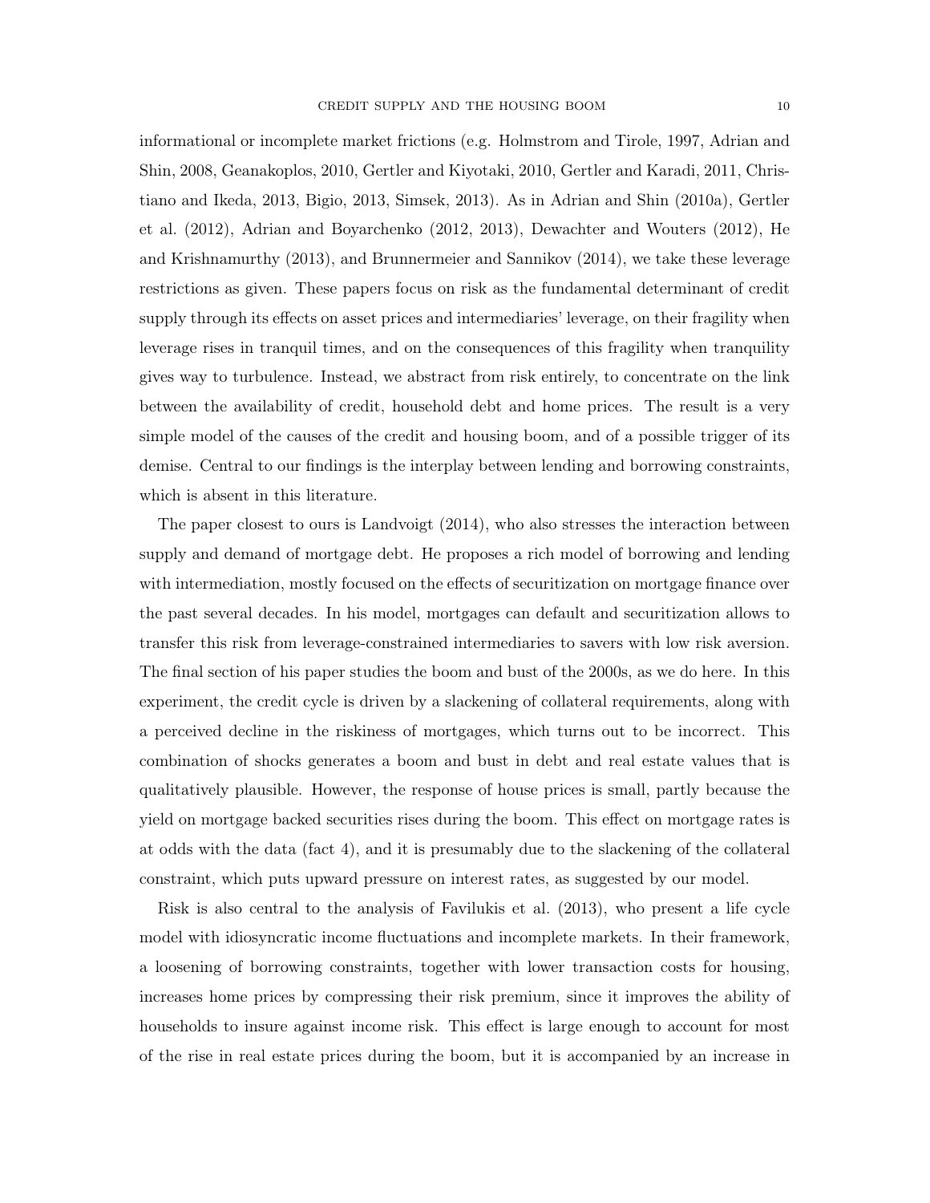informational or incomplete market frictions (e.g. Holmstrom and Tirole, 1997, Adrian and Shin, 2008, Geanakoplos, 2010, Gertler and Kiyotaki, 2010, Gertler and Karadi, 2011, Christiano and Ikeda, 2013, Bigio, 2013, Simsek, 2013). As in Adrian and Shin (2010a), Gertler et al. (2012), Adrian and Boyarchenko (2012, 2013), Dewachter and Wouters (2012), He and Krishnamurthy (2013), and Brunnermeier and Sannikov (2014), we take these leverage restrictions as given. These papers focus on risk as the fundamental determinant of credit supply through its effects on asset prices and intermediaries' leverage, on their fragility when leverage rises in tranquil times, and on the consequences of this fragility when tranquility gives way to turbulence. Instead, we abstract from risk entirely, to concentrate on the link between the availability of credit, household debt and home prices. The result is a very simple model of the causes of the credit and housing boom, and of a possible trigger of its demise. Central to our findings is the interplay between lending and borrowing constraints, which is absent in this literature.

The paper closest to ours is Landvoigt (2014), who also stresses the interaction between supply and demand of mortgage debt. He proposes a rich model of borrowing and lending with intermediation, mostly focused on the effects of securitization on mortgage finance over the past several decades. In his model, mortgages can default and securitization allows to transfer this risk from leverage-constrained intermediaries to savers with low risk aversion. The final section of his paper studies the boom and bust of the 2000s, as we do here. In this experiment, the credit cycle is driven by a slackening of collateral requirements, along with a perceived decline in the riskiness of mortgages, which turns out to be incorrect. This combination of shocks generates a boom and bust in debt and real estate values that is qualitatively plausible. However, the response of house prices is small, partly because the yield on mortgage backed securities rises during the boom. This effect on mortgage rates is at odds with the data (fact 4), and it is presumably due to the slackening of the collateral constraint, which puts upward pressure on interest rates, as suggested by our model.

Risk is also central to the analysis of Favilukis et al. (2013), who present a life cycle model with idiosyncratic income fluctuations and incomplete markets. In their framework, a loosening of borrowing constraints, together with lower transaction costs for housing, increases home prices by compressing their risk premium, since it improves the ability of households to insure against income risk. This effect is large enough to account for most of the rise in real estate prices during the boom, but it is accompanied by an increase in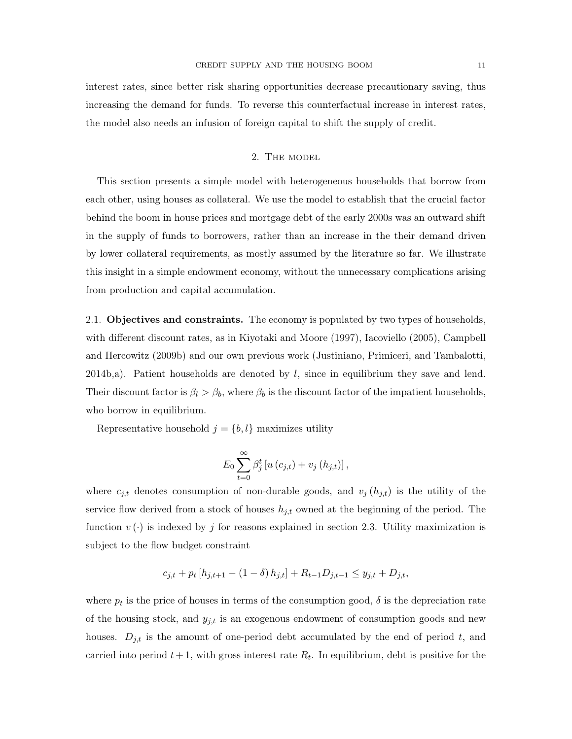interest rates, since better risk sharing opportunities decrease precautionary saving, thus increasing the demand for funds. To reverse this counterfactual increase in interest rates, the model also needs an infusion of foreign capital to shift the supply of credit.

## 2. The model

This section presents a simple model with heterogeneous households that borrow from each other, using houses as collateral. We use the model to establish that the crucial factor behind the boom in house prices and mortgage debt of the early 2000s was an outward shift in the supply of funds to borrowers, rather than an increase in the their demand driven by lower collateral requirements, as mostly assumed by the literature so far. We illustrate this insight in a simple endowment economy, without the unnecessary complications arising from production and capital accumulation.

### 2.1. Objectives and constraints.

The economy is populated by two types of households, with different discount rates, as in Kiyotaki and Moore (1997), Iacoviello (2005), Campbell and Hercowitz (2009b) and our own previous work (Justiniano, Primiceri, and Tambalotti, 2014b,a). Patient households are denoted by $l$, since in equilibrium they save and lend. Their discount factor is $\beta_l > \beta_b$, where $\beta_b$ is the discount factor of the impatient households, who borrow in equilibrium.

Representative household $j = \{b, l\}$ maximizes utility

$$E_0 \sum_{t=0}^{\infty} \beta_j^t \left[ u\left(c_{j,t}\right) + v_j\left(h_{j,t}\right) \right],$$

where $c_{j,t}$ denotes consumption of non-durable goods, and $v_j\left(h_{j,t}\right)$ is the utility of the service flow derived from a stock of houses $h_{j,t}$ owned at the beginning of the period. The function $v\left(\cdot\right)$ is indexed by $j$ for reasons explained in section 2.3. Utility maximization is subject to the flow budget constraint

$$c_{j,t} + p_t \left[ h_{j,t+1} - \left(1 - \delta\right) h_{j,t} \right] + R_{t-1} D_{j,t-1} \leq y_{j,t} + D_{j,t},$$

where $p_t$ is the price of houses in terms of the consumption good, $\delta$ is the depreciation rate of the housing stock, and $y_{j,t}$ is an exogenous endowment of consumption goods and new houses. $D_{j,t}$ is the amount of one-period debt accumulated by the end of period $t$, and carried into period $t+1$, with gross interest rate $R_t$. In equilibrium, debt is positive for the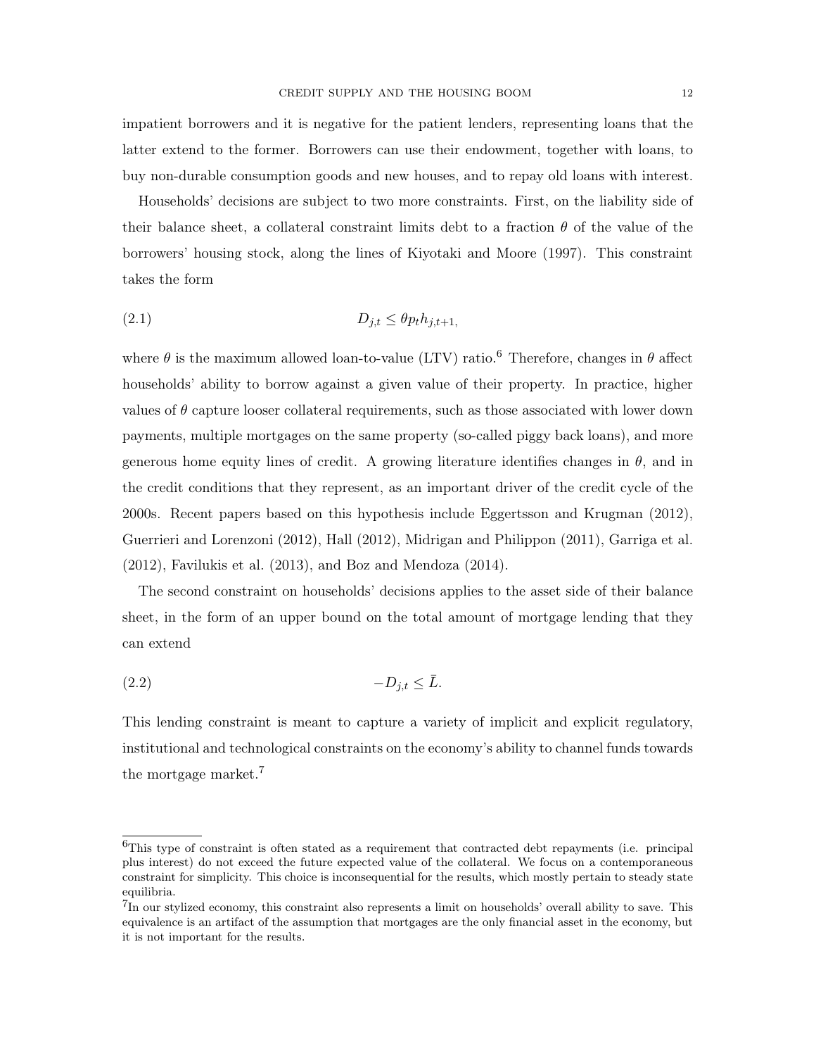impatient borrowers and it is negative for the patient lenders, representing loans that the latter extend to the former. Borrowers can use their endowment, together with loans, to buy non-durable consumption goods and new houses, and to repay old loans with interest.

Households' decisions are subject to two more constraints. First, on the liability side of their balance sheet, a collateral constraint limits debt to a fraction $\theta$ of the value of the borrowers' housing stock, along the lines of Kiyotaki and Moore (1997). This constraint takes the form

$$D_{j,t} \leq \theta p_t h_{j,t+1}, \tag{2.1}$$

where $\theta$ is the maximum allowed loan-to-value (LTV) ratio.[6] Therefore, changes in $\theta$ affect households' ability to borrow against a given value of their property. In practice, higher values of $\theta$ capture looser collateral requirements, such as those associated with lower down payments, multiple mortgages on the same property (so-called piggy back loans), and more generous home equity lines of credit. A growing literature identifies changes in $\theta$, and in the credit conditions that they represent, as an important driver of the credit cycle of the 2000s. Recent papers based on this hypothesis include Eggertsson and Krugman (2012), Guerrieri and Lorenzoni (2012), Hall (2012), Midrigan and Philippon (2011), Garriga et al. (2012), Favilukis et al. (2013), and Boz and Mendoza (2014).

The second constraint on households' decisions applies to the asset side of their balance sheet, in the form of an upper bound on the total amount of mortgage lending that they can extend

$$-D_{j,t} \leq \bar{L}. \tag{2.2}$$

This lending constraint is meant to capture a variety of implicit and explicit regulatory, institutional and technological constraints on the economy's ability to channel funds towards the mortgage market.[7]

[6] This type of constraint is often stated as a requirement that contracted debt repayments (i.e. principal plus interest) do not exceed the future expected value of the collateral. We focus on a contemporaneous constraint for simplicity. This choice is inconsequential for the results, which mostly pertain to steady state equilibria.

[7] In our stylized economy, this constraint also represents a limit on households' overall ability to save. This equivalence is an artifact of the assumption that mortgages are the only financial asset in the economy, but it is not important for the results.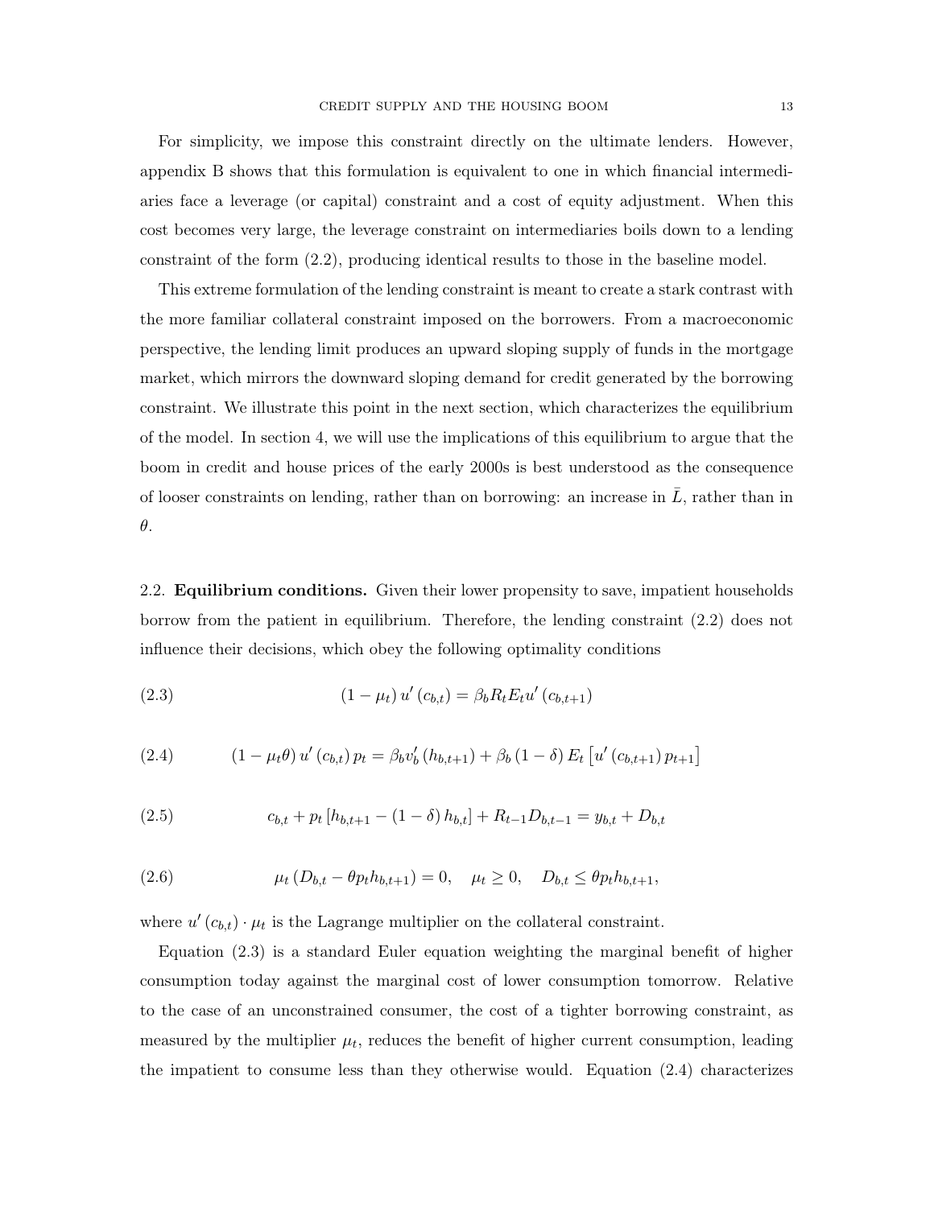For simplicity, we impose this constraint directly on the ultimate lenders. However, appendix B shows that this formulation is equivalent to one in which financial intermediaries face a leverage (or capital) constraint and a cost of equity adjustment. When this cost becomes very large, the leverage constraint on intermediaries boils down to a lending constraint of the form (2.2), producing identical results to those in the baseline model.

This extreme formulation of the lending constraint is meant to create a stark contrast with the more familiar collateral constraint imposed on the borrowers. From a macroeconomic perspective, the lending limit produces an upward sloping supply of funds in the mortgage market, which mirrors the downward sloping demand for credit generated by the borrowing constraint. We illustrate this point in the next section, which characterizes the equilibrium of the model. In section 4, we will use the implications of this equilibrium to argue that the boom in credit and house prices of the early 2000s is best understood as the consequence of looser constraints on lending, rather than on borrowing: an increase in $\bar{L}$, rather than in $\theta$.

## 2.2. **Equilibrium conditions.**

Given their lower propensity to save, impatient households borrow from the patient in equilibrium. Therefore, the lending constraint (2.2) does not influence their decisions, which obey the following optimality conditions

$$(1 - \mu_t)\, u'(c_{b,t}) = \beta_b R_t E_t u'(c_{b,t+1}) \tag{2.3}$$

$$(1 - \mu_t \theta)\, u'(c_{b,t})\, p_t = \beta_b v_b'(h_{b,t+1}) + \beta_b (1 - \delta) E_t \left[ u'(c_{b,t+1})\, p_{t+1} \right] \tag{2.4}$$

$$c_{b,t} + p_t \left[ h_{b,t+1} - (1 - \delta) h_{b,t} \right] + R_{t-1} D_{b,t-1} = y_{b,t} + D_{b,t} \tag{2.5}$$

$$\mu_t \left( D_{b,t} - \theta p_t h_{b,t+1} \right) = 0, \quad \mu_t \geq 0, \quad D_{b,t} \leq \theta p_t h_{b,t+1}, \tag{2.6}$$

where $u'(c_{b,t}) \cdot \mu_t$ is the Lagrange multiplier on the collateral constraint.

Equation (2.3) is a standard Euler equation weighting the marginal benefit of higher consumption today against the marginal cost of lower consumption tomorrow. Relative to the case of an unconstrained consumer, the cost of a tighter borrowing constraint, as measured by the multiplier $\mu_t$, reduces the benefit of higher current consumption, leading the impatient to consume less than they otherwise would. Equation (2.4) characterizes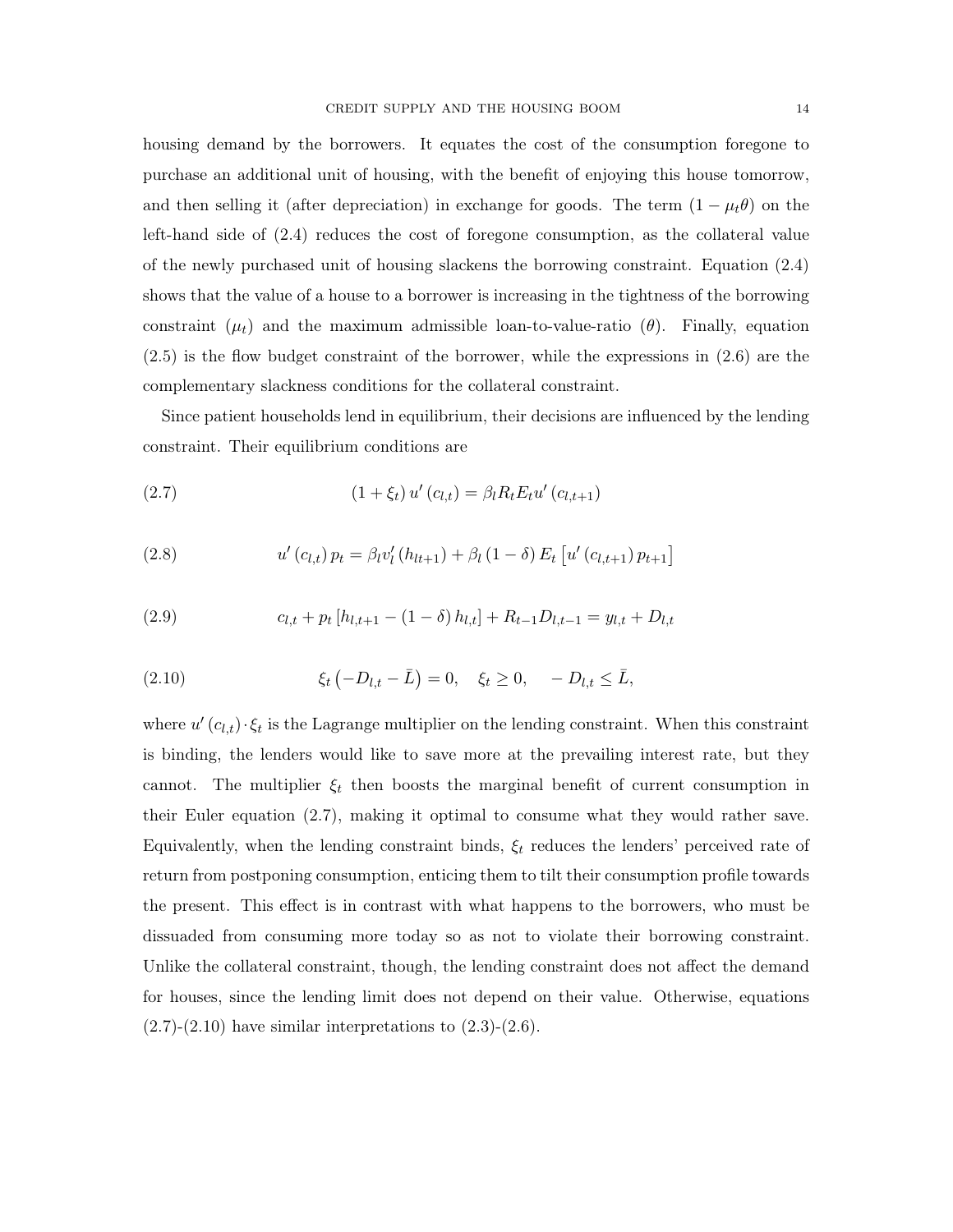housing demand by the borrowers. It equates the cost of the consumption foregone to purchase an additional unit of housing, with the benefit of enjoying this house tomorrow, and then selling it (after depreciation) in exchange for goods. The term $(1 - \mu_t \theta)$ on the left-hand side of (2.4) reduces the cost of foregone consumption, as the collateral value of the newly purchased unit of housing slackens the borrowing constraint. Equation (2.4) shows that the value of a house to a borrower is increasing in the tightness of the borrowing constraint ($\mu_t$) and the maximum admissible loan-to-value-ratio ($\theta$). Finally, equation (2.5) is the flow budget constraint of the borrower, while the expressions in (2.6) are the complementary slackness conditions for the collateral constraint.

Since patient households lend in equilibrium, their decisions are influenced by the lending constraint. Their equilibrium conditions are

$$(1 + \xi_t)\, u'(c_{l,t}) = \beta_l R_t E_t u'(c_{l,t+1}) \tag{2.7}$$

$$u'(c_{l,t})\, p_t = \beta_l v_l'(h_{lt+1}) + \beta_l (1 - \delta) E_t \left[ u'(c_{l,t+1})\, p_{t+1} \right] \tag{2.8}$$

$$c_{l,t} + p_t \left[ h_{l,t+1} - (1 - \delta) h_{l,t} \right] + R_{t-1} D_{l,t-1} = y_{l,t} + D_{l,t} \tag{2.9}$$

$$\xi_t \left( -D_{l,t} - \bar{L} \right) = 0, \quad \xi_t \geq 0, \quad -D_{l,t} \leq \bar{L}, \tag{2.10}$$

where $u'(c_{l,t}) \cdot \xi_t$ is the Lagrange multiplier on the lending constraint. When this constraint is binding, the lenders would like to save more at the prevailing interest rate, but they cannot. The multiplier $\xi_t$ then boosts the marginal benefit of current consumption in their Euler equation (2.7), making it optimal to consume what they would rather save. Equivalently, when the lending constraint binds, $\xi_t$ reduces the lenders' perceived rate of return from postponing consumption, enticing them to tilt their consumption profile towards the present. This effect is in contrast with what happens to the borrowers, who must be dissuaded from consuming more today so as not to violate their borrowing constraint. Unlike the collateral constraint, though, the lending constraint does not affect the demand for houses, since the lending limit does not depend on their value. Otherwise, equations (2.7)-(2.10) have similar interpretations to (2.3)-(2.6).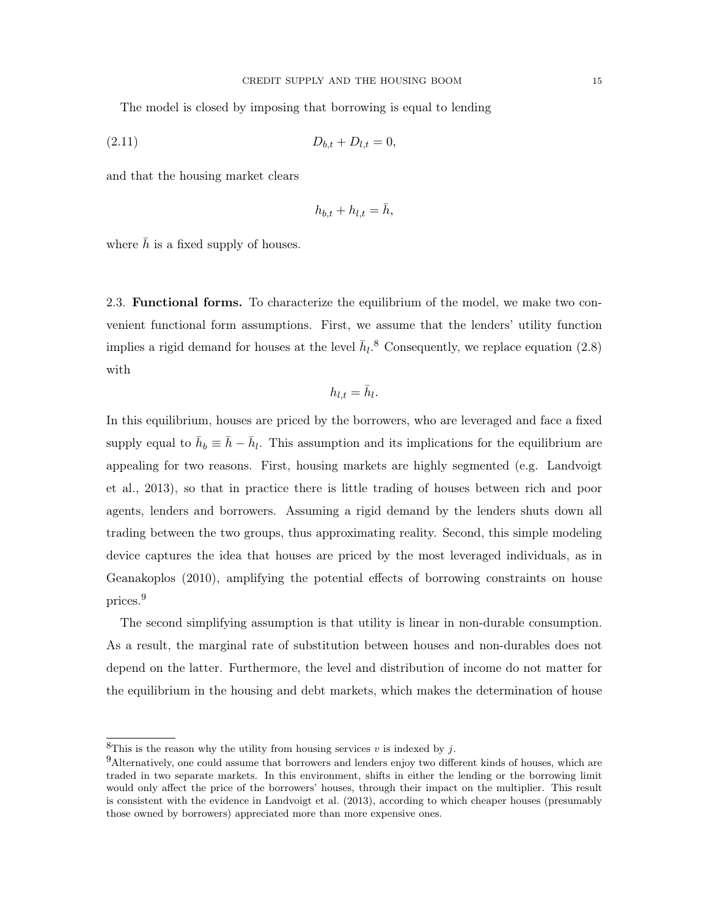The model is closed by imposing that borrowing is equal to lending

$$D_{b,t} + D_{l,t} = 0, \tag{2.11}$$

and that the housing market clears

$$h_{b,t} + h_{l,t} = \bar{h},$$

where $\bar{h}$ is a fixed supply of houses.

## 2.3. **Functional forms.**

To characterize the equilibrium of the model, we make two convenient functional form assumptions. First, we assume that the lenders' utility function implies a rigid demand for houses at the level $\bar{h}_l$.[8] Consequently, we replace equation (2.8) with

$$h_{l,t} = \bar{h}_l.$$

In this equilibrium, houses are priced by the borrowers, who are leveraged and face a fixed supply equal to $\bar{h}_b \equiv \bar{h} - \bar{h}_l$. This assumption and its implications for the equilibrium are appealing for two reasons. First, housing markets are highly segmented (e.g. Landvoigt et al., 2013), so that in practice there is little trading of houses between rich and poor agents, lenders and borrowers. Assuming a rigid demand by the lenders shuts down all trading between the two groups, thus approximating reality. Second, this simple modeling device captures the idea that houses are priced by the most leveraged individuals, as in Geanakoplos (2010), amplifying the potential effects of borrowing constraints on house prices.[9]

The second simplifying assumption is that utility is linear in non-durable consumption. As a result, the marginal rate of substitution between houses and non-durables does not depend on the latter. Furthermore, the level and distribution of income do not matter for the equilibrium in the housing and debt markets, which makes the determination of house

---

[8] This is the reason why the utility from housing services $v$ is indexed by $j$.

[9] Alternatively, one could assume that borrowers and lenders enjoy two different kinds of houses, which are traded in two separate markets. In this environment, shifts in either the lending or the borrowing limit would only affect the price of the borrowers' houses, through their impact on the multiplier. This result is consistent with the evidence in Landvoigt et al. (2013), according to which cheaper houses (presumably those owned by borrowers) appreciated more than more expensive ones.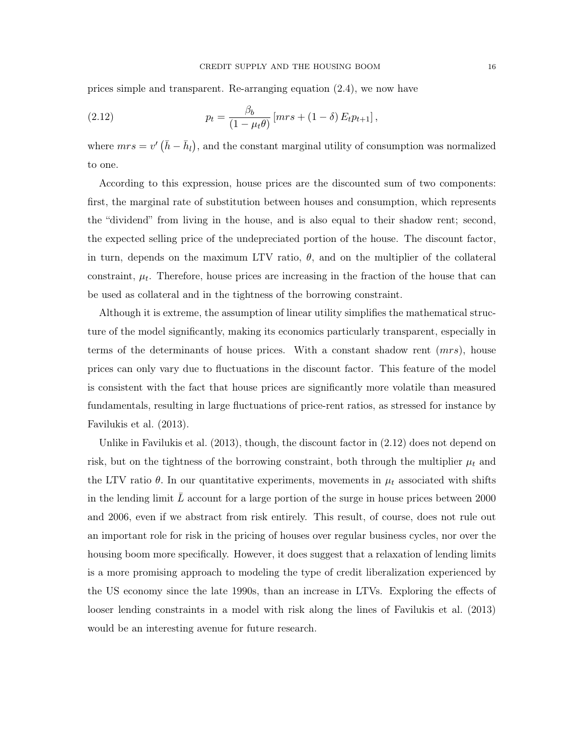prices simple and transparent. Re-arranging equation (2.4), we now have

$$p_t = \frac{\beta_b}{(1-\mu_t \theta)} \left[ mrs + (1-\delta) E_t p_{t+1} \right], \tag{2.12}$$

where $mrs = v'\left(\bar{h} - \bar{h}_l\right)$, and the constant marginal utility of consumption was normalized to one.

According to this expression, house prices are the discounted sum of two components: first, the marginal rate of substitution between houses and consumption, which represents the "dividend" from living in the house, and is also equal to their shadow rent; second, the expected selling price of the undepreciated portion of the house. The discount factor, in turn, depends on the maximum LTV ratio, $\theta$, and on the multiplier of the collateral constraint, $\mu_t$. Therefore, house prices are increasing in the fraction of the house that can be used as collateral and in the tightness of the borrowing constraint.

Although it is extreme, the assumption of linear utility simplifies the mathematical structure of the model significantly, making its economics particularly transparent, especially in terms of the determinants of house prices. With a constant shadow rent ($mrs$), house prices can only vary due to fluctuations in the discount factor. This feature of the model is consistent with the fact that house prices are significantly more volatile than measured fundamentals, resulting in large fluctuations of price-rent ratios, as stressed for instance by Favilukis et al. (2013).

Unlike in Favilukis et al. (2013), though, the discount factor in (2.12) does not depend on risk, but on the tightness of the borrowing constraint, both through the multiplier $\mu_t$ and the LTV ratio $\theta$. In our quantitative experiments, movements in $\mu_t$ associated with shifts in the lending limit $\bar{L}$ account for a large portion of the surge in house prices between 2000 and 2006, even if we abstract from risk entirely. This result, of course, does not rule out an important role for risk in the pricing of houses over regular business cycles, nor over the housing boom more specifically. However, it does suggest that a relaxation of lending limits is a more promising approach to modeling the type of credit liberalization experienced by the US economy since the late 1990s, than an increase in LTVs. Exploring the effects of looser lending constraints in a model with risk along the lines of Favilukis et al. (2013) would be an interesting avenue for future research.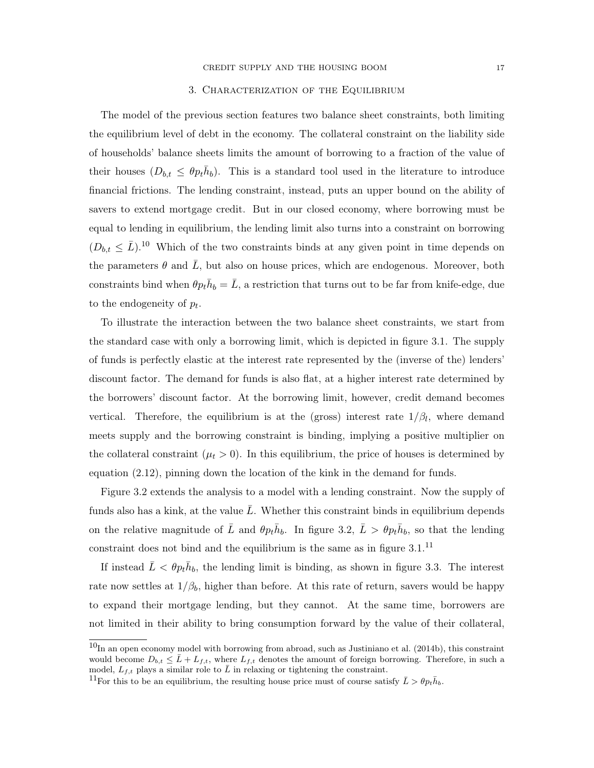## 3. Characterization of the Equilibrium

The model of the previous section features two balance sheet constraints, both limiting the equilibrium level of debt in the economy. The collateral constraint on the liability side of households' balance sheets limits the amount of borrowing to a fraction of the value of their houses ($D_{b,t} \leq \theta p_t \bar{h}_b$). This is a standard tool used in the literature to introduce financial frictions. The lending constraint, instead, puts an upper bound on the ability of savers to extend mortgage credit. But in our closed economy, where borrowing must be equal to lending in equilibrium, the lending limit also turns into a constraint on borrowing ($D_{b,t} \leq \bar{L}$).[10] Which of the two constraints binds at any given point in time depends on the parameters $\theta$ and $\bar{L}$, but also on house prices, which are endogenous. Moreover, both constraints bind when $\theta p_t \bar{h}_b = \bar{L}$, a restriction that turns out to be far from knife-edge, due to the endogeneity of $p_t$.

To illustrate the interaction between the two balance sheet constraints, we start from the standard case with only a borrowing limit, which is depicted in figure 3.1. The supply of funds is perfectly elastic at the interest rate represented by the (inverse of the) lenders' discount factor. The demand for funds is also flat, at a higher interest rate determined by the borrowers' discount factor. At the borrowing limit, however, credit demand becomes vertical. Therefore, the equilibrium is at the (gross) interest rate $1/\beta_l$, where demand meets supply and the borrowing constraint is binding, implying a positive multiplier on the collateral constraint ($\mu_t > 0$). In this equilibrium, the price of houses is determined by equation (2.12), pinning down the location of the kink in the demand for funds.

Figure 3.2 extends the analysis to a model with a lending constraint. Now the supply of funds also has a kink, at the value $\bar{L}$. Whether this constraint binds in equilibrium depends on the relative magnitude of $\bar{L}$ and $\theta p_t \bar{h}_b$. In figure 3.2, $\bar{L} > \theta p_t \bar{h}_b$, so that the lending constraint does not bind and the equilibrium is the same as in figure 3.1.[11]

If instead $\bar{L} < \theta p_t \bar{h}_b$, the lending limit is binding, as shown in figure 3.3. The interest rate now settles at $1/\beta_b$, higher than before. At this rate of return, savers would be happy to expand their mortgage lending, but they cannot. At the same time, borrowers are not limited in their ability to bring consumption forward by the value of their collateral,

[10] In an open economy model with borrowing from abroad, such as Justiniano et al. (2014b), this constraint would become $D_{b,t} \leq \bar{L} + L_{f,t}$, where $L_{f,t}$ denotes the amount of foreign borrowing. Therefore, in such a model, $L_{f,t}$ plays a similar role to $\bar{L}$ in relaxing or tightening the constraint.

[11] For this to be an equilibrium, the resulting house price must of course satisfy $\bar{L} > \theta p_t \bar{h}_b$.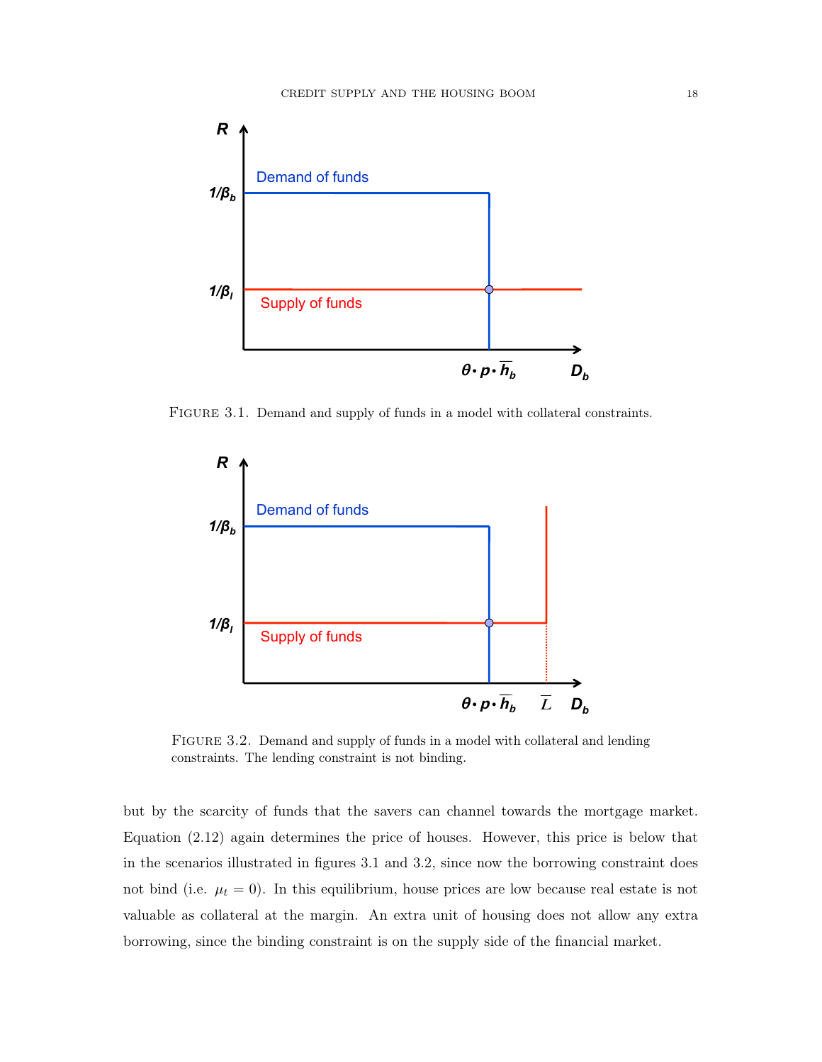FIGURE 3.1. Demand and supply of funds in a model with collateral constraints.

FIGURE 3.2. Demand and supply of funds in a model with collateral and lending constraints. The lending constraint is not binding.

but by the scarcity of funds that the savers can channel towards the mortgage market. Equation (2.12) again determines the price of houses. However, this price is below that in the scenarios illustrated in figures 3.1 and 3.2, since now the borrowing constraint does not bind (i.e. $\mu_t = 0$). In this equilibrium, house prices are low because real estate is not valuable as collateral at the margin. An extra unit of housing does not allow any extra borrowing, since the binding constraint is on the supply side of the financial market.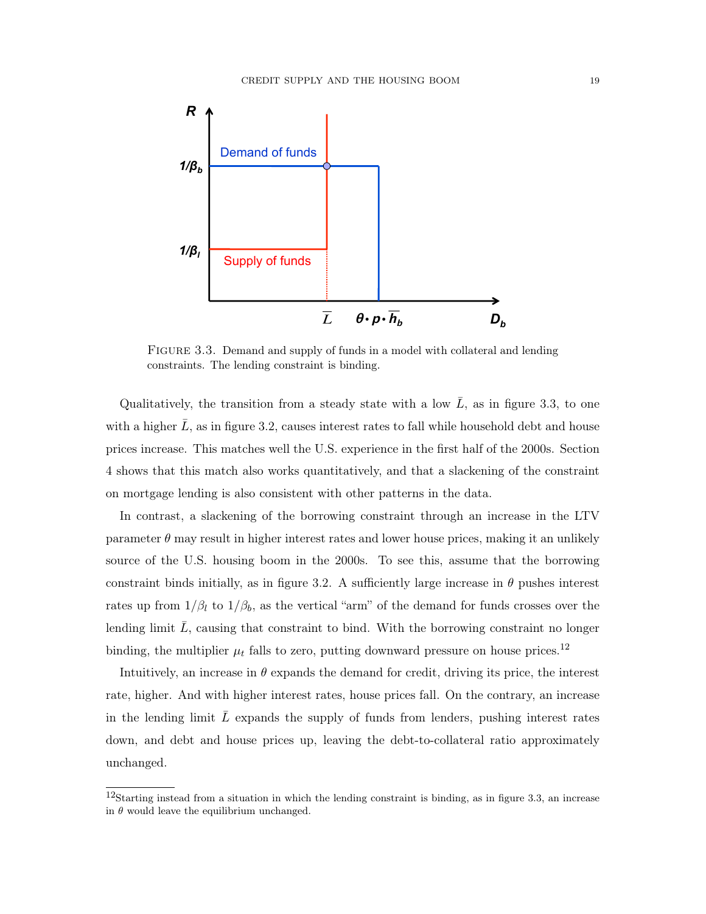FIGURE 3.3. Demand and supply of funds in a model with collateral and lending constraints. The lending constraint is binding.

Qualitatively, the transition from a steady state with a low $\bar{L}$, as in figure 3.3, to one with a higher $\bar{L}$, as in figure 3.2, causes interest rates to fall while household debt and house prices increase. This matches well the U.S. experience in the first half of the 2000s. Section 4 shows that this match also works quantitatively, and that a slackening of the constraint on mortgage lending is also consistent with other patterns in the data.

In contrast, a slackening of the borrowing constraint through an increase in the LTV parameter $\theta$ may result in higher interest rates and lower house prices, making it an unlikely source of the U.S. housing boom in the 2000s. To see this, assume that the borrowing constraint binds initially, as in figure 3.2. A sufficiently large increase in $\theta$ pushes interest rates up from $1/\beta_l$ to $1/\beta_b$, as the vertical "arm" of the demand for funds crosses over the lending limit $\bar{L}$, causing that constraint to bind. With the borrowing constraint no longer binding, the multiplier $\mu_t$ falls to zero, putting downward pressure on house prices.[12]

Intuitively, an increase in $\theta$ expands the demand for credit, driving its price, the interest rate, higher. And with higher interest rates, house prices fall. On the contrary, an increase in the lending limit $\bar{L}$ expands the supply of funds from lenders, pushing interest rates down, and debt and house prices up, leaving the debt-to-collateral ratio approximately unchanged.

[12] Starting instead from a situation in which the lending constraint is binding, as in figure 3.3, an increase in $\theta$ would leave the equilibrium unchanged.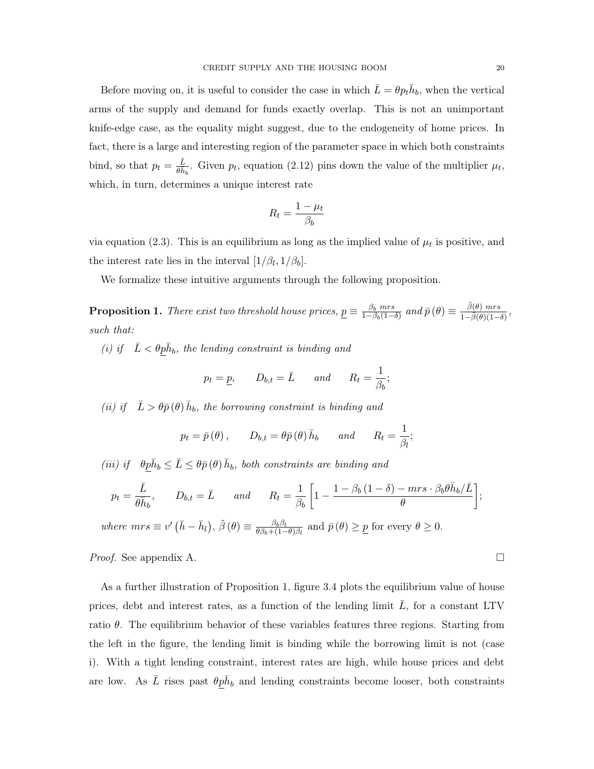Before moving on, it is useful to consider the case in which $\bar{L} = \theta p_t \bar{h}_b$, when the vertical arms of the supply and demand for funds exactly overlap. This is not an unimportant knife-edge case, as the equality might suggest, due to the endogeneity of home prices. In fact, there is a large and interesting region of the parameter space in which both constraints bind, so that $p_t = \frac{\bar{L}}{\theta \bar{h}_b}$. Given $p_t$, equation (2.12) pins down the value of the multiplier $\mu_t$, which, in turn, determines a unique interest rate

$$R_t = \frac{1 - \mu_t}{\beta_b}$$

via equation (2.3). This is an equilibrium as long as the implied value of $\mu_t$ is positive, and the interest rate lies in the interval $[1/\beta_l, 1/\beta_b]$.

We formalize these intuitive arguments through the following proposition.

**Proposition 1.** *There exist two threshold house prices,* $\underline{p} \equiv \frac{\beta_b \ mrs}{1-\beta_b(1-\delta)}$ *and* $\bar{p}(\theta) \equiv \frac{\tilde{\beta}(\theta) \ mrs}{1-\tilde{\beta}(\theta)(1-\delta)}$*, such that:*

*(i) if* $\bar{L} < \theta \underline{p} \bar{h}_b$*, the lending constraint is binding and*

$$p_t = \underline{p}, \qquad D_{b,t} = \bar{L} \qquad and \qquad R_t = \frac{1}{\beta_b};$$

*(ii) if* $\bar{L} > \theta \bar{p}(\theta) \bar{h}_b$*, the borrowing constraint is binding and*

$$p_t = \bar{p}(\theta), \qquad D_{b,t} = \theta \bar{p}(\theta) \bar{h}_b \qquad and \qquad R_t = \frac{1}{\beta_l};$$

*(iii) if* $\theta \underline{p} \bar{h}_b \leq \bar{L} \leq \theta \bar{p}(\theta) \bar{h}_b$*, both constraints are binding and*

$$p_t = \frac{\bar{L}}{\theta \bar{h}_b}, \qquad D_{b,t} = \bar{L} \qquad and \qquad R_t = \frac{1}{\beta_b}\left[1 - \frac{1 - \beta_b(1-\delta) - mrs \cdot \beta_b \theta \bar{h}_b / \bar{L}}{\theta}\right];$$

*where* $mrs \equiv v'\left(\bar{h} - \bar{h}_l\right)$, $\tilde{\beta}(\theta) \equiv \frac{\beta_b \beta_l}{\theta \beta_b + (1-\theta)\beta_l}$ and $\bar{p}(\theta) \geq \underline{p}$ for every $\theta \geq 0$.

*Proof.* See appendix A. □

As a further illustration of Proposition 1, figure 3.4 plots the equilibrium value of house prices, debt and interest rates, as a function of the lending limit $\bar{L}$, for a constant LTV ratio $\theta$. The equilibrium behavior of these variables features three regions. Starting from the left in the figure, the lending limit is binding while the borrowing limit is not (case i). With a tight lending constraint, interest rates are high, while house prices and debt are low. As $\bar{L}$ rises past $\theta \underline{p} \bar{h}_b$ and lending constraints become looser, both constraints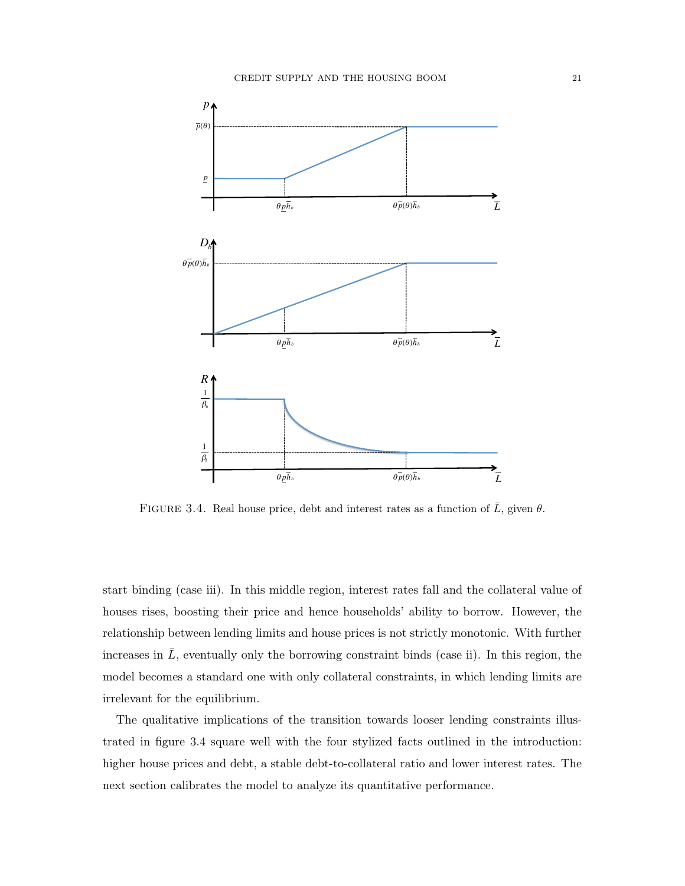FIGURE 3.4. Real house price, debt and interest rates as a function of $\bar{L}$, given $\theta$.

start binding (case iii). In this middle region, interest rates fall and the collateral value of houses rises, boosting their price and hence households' ability to borrow. However, the relationship between lending limits and house prices is not strictly monotonic. With further increases in $\bar{L}$, eventually only the borrowing constraint binds (case ii). In this region, the model becomes a standard one with only collateral constraints, in which lending limits are irrelevant for the equilibrium.

The qualitative implications of the transition towards looser lending constraints illustrated in figure 3.4 square well with the four stylized facts outlined in the introduction: higher house prices and debt, a stable debt-to-collateral ratio and lower interest rates. The next section calibrates the model to analyze its quantitative performance.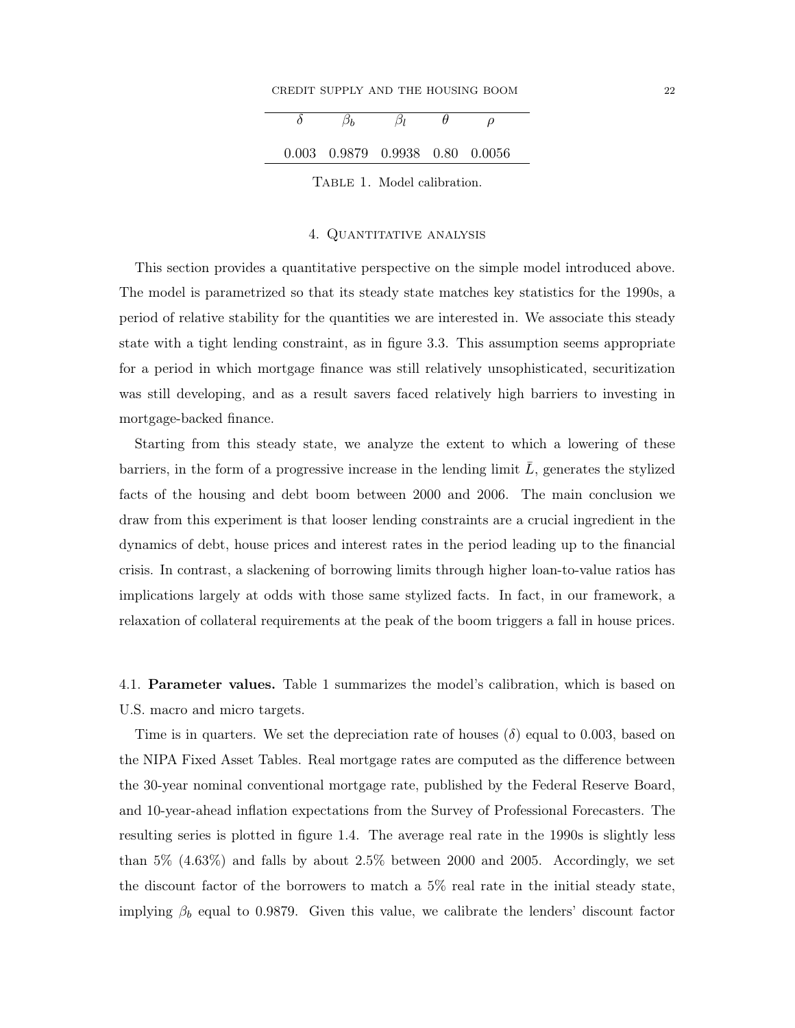| $\delta$ | $\beta_b$ | $\beta_l$ | $\theta$ | $\rho$ |
|---|---|---|---|---|
| 0.003 | 0.9879 | 0.9938 | 0.80 | 0.0056 |

Table 1. Model calibration.

## 4. Quantitative analysis

This section provides a quantitative perspective on the simple model introduced above. The model is parametrized so that its steady state matches key statistics for the 1990s, a period of relative stability for the quantities we are interested in. We associate this steady state with a tight lending constraint, as in figure 3.3. This assumption seems appropriate for a period in which mortgage finance was still relatively unsophisticated, securitization was still developing, and as a result savers faced relatively high barriers to investing in mortgage-backed finance.

Starting from this steady state, we analyze the extent to which a lowering of these barriers, in the form of a progressive increase in the lending limit $\bar{L}$, generates the stylized facts of the housing and debt boom between 2000 and 2006. The main conclusion we draw from this experiment is that looser lending constraints are a crucial ingredient in the dynamics of debt, house prices and interest rates in the period leading up to the financial crisis. In contrast, a slackening of borrowing limits through higher loan-to-value ratios has implications largely at odds with those same stylized facts. In fact, in our framework, a relaxation of collateral requirements at the peak of the boom triggers a fall in house prices.

4.1. **Parameter values.** Table 1 summarizes the model's calibration, which is based on U.S. macro and micro targets.

Time is in quarters. We set the depreciation rate of houses ($\delta$) equal to 0.003, based on the NIPA Fixed Asset Tables. Real mortgage rates are computed as the difference between the 30-year nominal conventional mortgage rate, published by the Federal Reserve Board, and 10-year-ahead inflation expectations from the Survey of Professional Forecasters. The resulting series is plotted in figure 1.4. The average real rate in the 1990s is slightly less than 5% (4.63%) and falls by about 2.5% between 2000 and 2005. Accordingly, we set the discount factor of the borrowers to match a 5% real rate in the initial steady state, implying $\beta_b$ equal to 0.9879. Given this value, we calibrate the lenders' discount factor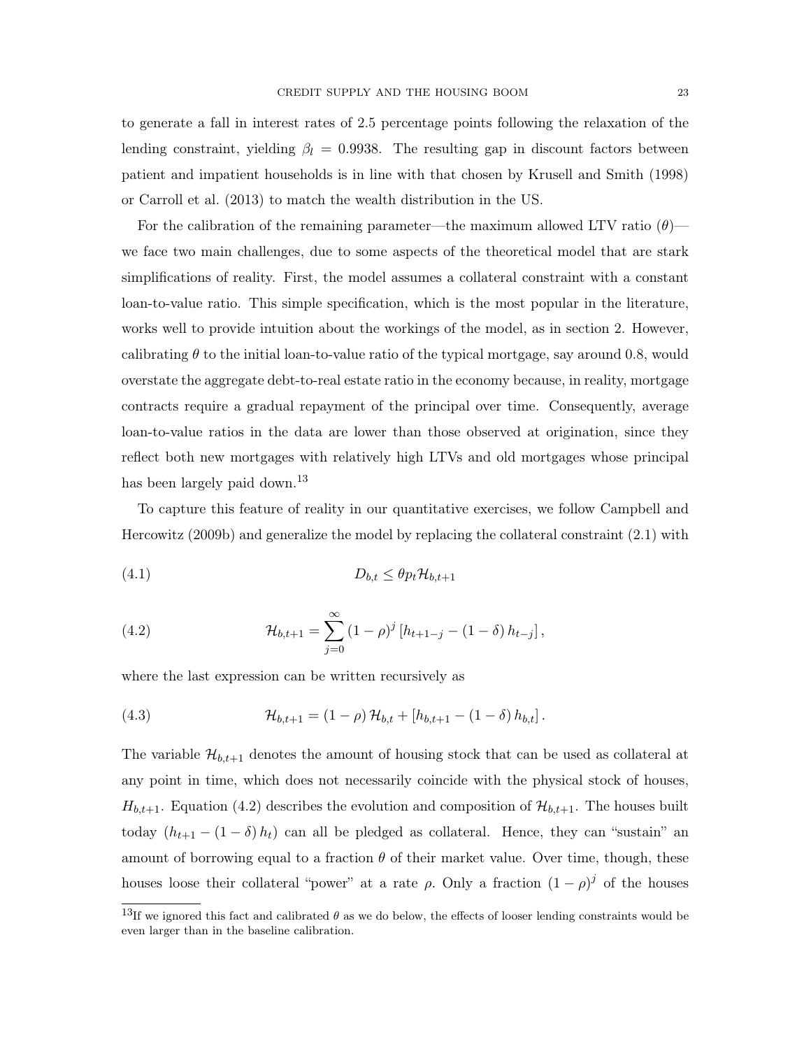to generate a fall in interest rates of 2.5 percentage points following the relaxation of the lending constraint, yielding $\beta_l = 0.9938$. The resulting gap in discount factors between patient and impatient households is in line with that chosen by Krusell and Smith (1998) or Carroll et al. (2013) to match the wealth distribution in the US.

For the calibration of the remaining parameter—the maximum allowed LTV ratio ($\theta$)—we face two main challenges, due to some aspects of the theoretical model that are stark simplifications of reality. First, the model assumes a collateral constraint with a constant loan-to-value ratio. This simple specification, which is the most popular in the literature, works well to provide intuition about the workings of the model, as in section 2. However, calibrating $\theta$ to the initial loan-to-value ratio of the typical mortgage, say around 0.8, would overstate the aggregate debt-to-real estate ratio in the economy because, in reality, mortgage contracts require a gradual repayment of the principal over time. Consequently, average loan-to-value ratios in the data are lower than those observed at origination, since they reflect both new mortgages with relatively high LTVs and old mortgages whose principal has been largely paid down.[13]

To capture this feature of reality in our quantitative exercises, we follow Campbell and Hercowitz (2009b) and generalize the model by replacing the collateral constraint (2.1) with

$$D_{b,t} \leq \theta p_t \mathcal{H}_{b,t+1} \tag{4.1}$$

$$\mathcal{H}_{b,t+1} = \sum_{j=0}^{\infty} (1-\rho)^j \left[h_{t+1-j} - (1-\delta)\, h_{t-j}\right], \tag{4.2}$$

where the last expression can be written recursively as

$$\mathcal{H}_{b,t+1} = (1-\rho)\,\mathcal{H}_{b,t} + \left[h_{b,t+1} - (1-\delta)\, h_{b,t}\right]. \tag{4.3}$$

The variable $\mathcal{H}_{b,t+1}$ denotes the amount of housing stock that can be used as collateral at any point in time, which does not necessarily coincide with the physical stock of houses, $H_{b,t+1}$. Equation (4.2) describes the evolution and composition of $\mathcal{H}_{b,t+1}$. The houses built today $(h_{t+1} - (1-\delta)\, h_t)$ can all be pledged as collateral. Hence, they can "sustain" an amount of borrowing equal to a fraction $\theta$ of their market value. Over time, though, these houses loose their collateral "power" at a rate $\rho$. Only a fraction $(1-\rho)^j$ of the houses

[13]If we ignored this fact and calibrated $\theta$ as we do below, the effects of looser lending constraints would be even larger than in the baseline calibration.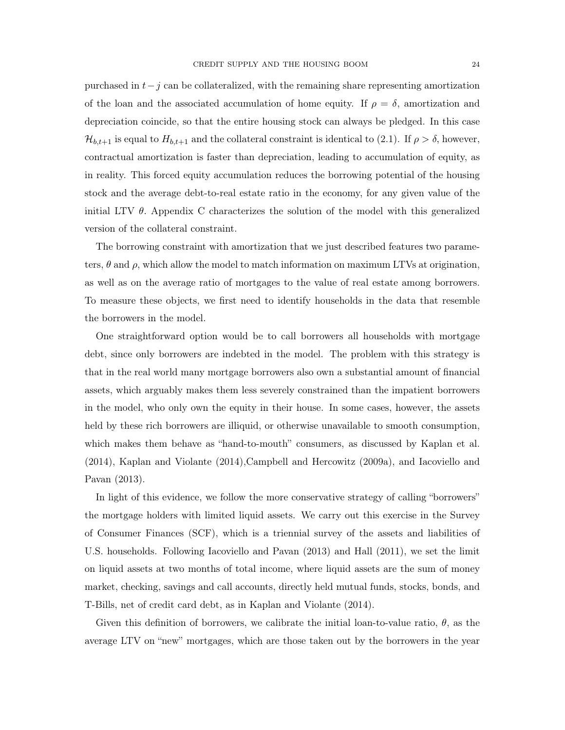purchased in $t-j$ can be collateralized, with the remaining share representing amortization of the loan and the associated accumulation of home equity. If $\rho = \delta$, amortization and depreciation coincide, so that the entire housing stock can always be pledged. In this case $\mathcal{H}_{b,t+1}$ is equal to $H_{b,t+1}$ and the collateral constraint is identical to (2.1). If $\rho > \delta$, however, contractual amortization is faster than depreciation, leading to accumulation of equity, as in reality. This forced equity accumulation reduces the borrowing potential of the housing stock and the average debt-to-real estate ratio in the economy, for any given value of the initial LTV $\theta$. Appendix C characterizes the solution of the model with this generalized version of the collateral constraint.

The borrowing constraint with amortization that we just described features two parameters, $\theta$ and $\rho$, which allow the model to match information on maximum LTVs at origination, as well as on the average ratio of mortgages to the value of real estate among borrowers. To measure these objects, we first need to identify households in the data that resemble the borrowers in the model.

One straightforward option would be to call borrowers all households with mortgage debt, since only borrowers are indebted in the model. The problem with this strategy is that in the real world many mortgage borrowers also own a substantial amount of financial assets, which arguably makes them less severely constrained than the impatient borrowers in the model, who only own the equity in their house. In some cases, however, the assets held by these rich borrowers are illiquid, or otherwise unavailable to smooth consumption, which makes them behave as "hand-to-mouth" consumers, as discussed by Kaplan et al. (2014), Kaplan and Violante (2014),Campbell and Hercowitz (2009a), and Iacoviello and Pavan (2013).

In light of this evidence, we follow the more conservative strategy of calling "borrowers" the mortgage holders with limited liquid assets. We carry out this exercise in the Survey of Consumer Finances (SCF), which is a triennial survey of the assets and liabilities of U.S. households. Following Iacoviello and Pavan (2013) and Hall (2011), we set the limit on liquid assets at two months of total income, where liquid assets are the sum of money market, checking, savings and call accounts, directly held mutual funds, stocks, bonds, and T-Bills, net of credit card debt, as in Kaplan and Violante (2014).

Given this definition of borrowers, we calibrate the initial loan-to-value ratio, $\theta$, as the average LTV on "new" mortgages, which are those taken out by the borrowers in the year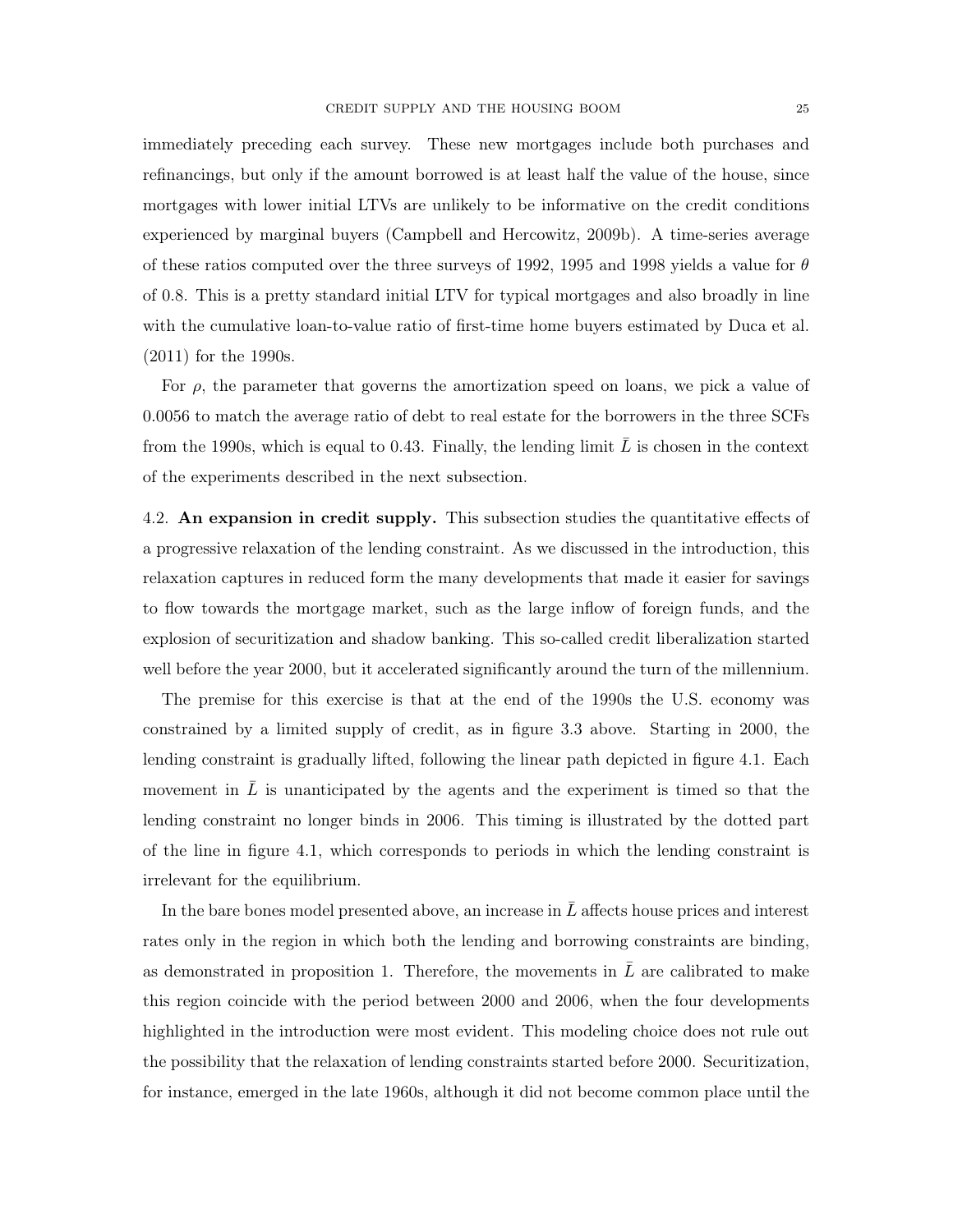immediately preceding each survey. These new mortgages include both purchases and refinancings, but only if the amount borrowed is at least half the value of the house, since mortgages with lower initial LTVs are unlikely to be informative on the credit conditions experienced by marginal buyers (Campbell and Hercowitz, 2009b). A time-series average of these ratios computed over the three surveys of 1992, 1995 and 1998 yields a value for $\theta$ of 0.8. This is a pretty standard initial LTV for typical mortgages and also broadly in line with the cumulative loan-to-value ratio of first-time home buyers estimated by Duca et al. (2011) for the 1990s.

For $\rho$, the parameter that governs the amortization speed on loans, we pick a value of 0.0056 to match the average ratio of debt to real estate for the borrowers in the three SCFs from the 1990s, which is equal to 0.43. Finally, the lending limit $\bar{L}$ is chosen in the context of the experiments described in the next subsection.

4.2. **An expansion in credit supply.** This subsection studies the quantitative effects of a progressive relaxation of the lending constraint. As we discussed in the introduction, this relaxation captures in reduced form the many developments that made it easier for savings to flow towards the mortgage market, such as the large inflow of foreign funds, and the explosion of securitization and shadow banking. This so-called credit liberalization started well before the year 2000, but it accelerated significantly around the turn of the millennium.

The premise for this exercise is that at the end of the 1990s the U.S. economy was constrained by a limited supply of credit, as in figure 3.3 above. Starting in 2000, the lending constraint is gradually lifted, following the linear path depicted in figure 4.1. Each movement in $\bar{L}$ is unanticipated by the agents and the experiment is timed so that the lending constraint no longer binds in 2006. This timing is illustrated by the dotted part of the line in figure 4.1, which corresponds to periods in which the lending constraint is irrelevant for the equilibrium.

In the bare bones model presented above, an increase in $\bar{L}$ affects house prices and interest rates only in the region in which both the lending and borrowing constraints are binding, as demonstrated in proposition 1. Therefore, the movements in $\bar{L}$ are calibrated to make this region coincide with the period between 2000 and 2006, when the four developments highlighted in the introduction were most evident. This modeling choice does not rule out the possibility that the relaxation of lending constraints started before 2000. Securitization, for instance, emerged in the late 1960s, although it did not become common place until the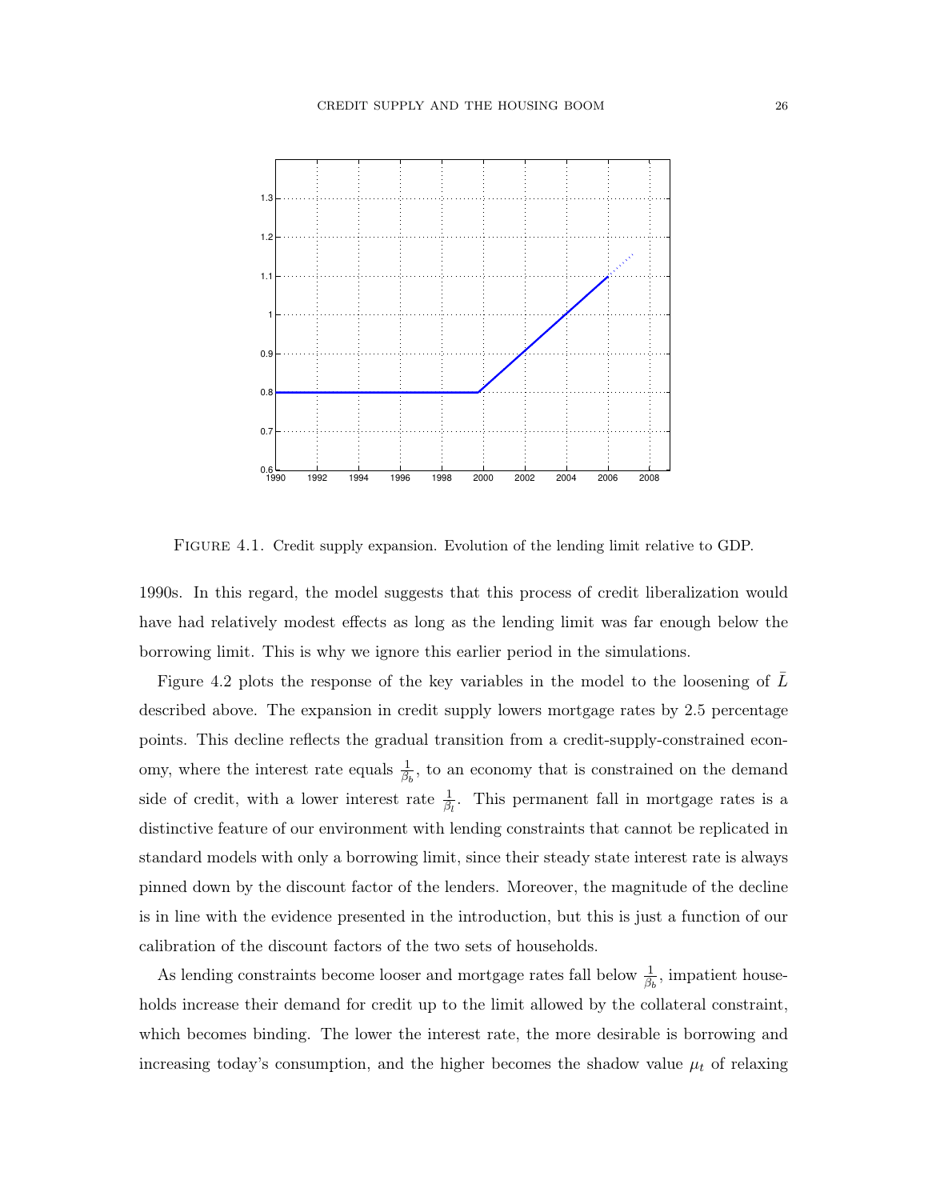FIGURE 4.1. Credit supply expansion. Evolution of the lending limit relative to GDP.

1990s. In this regard, the model suggests that this process of credit liberalization would have had relatively modest effects as long as the lending limit was far enough below the borrowing limit. This is why we ignore this earlier period in the simulations.

Figure 4.2 plots the response of the key variables in the model to the loosening of $\bar{L}$ described above. The expansion in credit supply lowers mortgage rates by 2.5 percentage points. This decline reflects the gradual transition from a credit-supply-constrained economy, where the interest rate equals $\frac{1}{\beta_b}$, to an economy that is constrained on the demand side of credit, with a lower interest rate $\frac{1}{\beta_l}$. This permanent fall in mortgage rates is a distinctive feature of our environment with lending constraints that cannot be replicated in standard models with only a borrowing limit, since their steady state interest rate is always pinned down by the discount factor of the lenders. Moreover, the magnitude of the decline is in line with the evidence presented in the introduction, but this is just a function of our calibration of the discount factors of the two sets of households.

As lending constraints become looser and mortgage rates fall below $\frac{1}{\beta_b}$, impatient households increase their demand for credit up to the limit allowed by the collateral constraint, which becomes binding. The lower the interest rate, the more desirable is borrowing and increasing today's consumption, and the higher becomes the shadow value $\mu_t$ of relaxing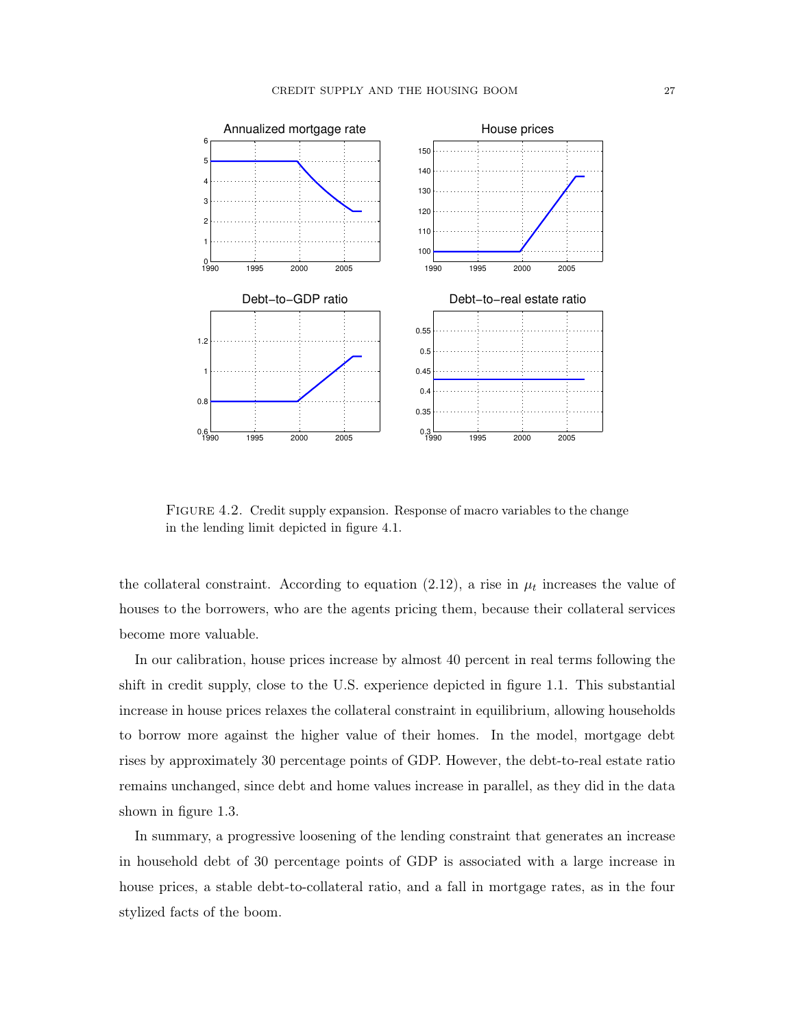FIGURE 4.2. Credit supply expansion. Response of macro variables to the change in the lending limit depicted in figure 4.1.

the collateral constraint. According to equation (2.12), a rise in $\mu_t$ increases the value of houses to the borrowers, who are the agents pricing them, because their collateral services become more valuable.

In our calibration, house prices increase by almost 40 percent in real terms following the shift in credit supply, close to the U.S. experience depicted in figure 1.1. This substantial increase in house prices relaxes the collateral constraint in equilibrium, allowing households to borrow more against the higher value of their homes. In the model, mortgage debt rises by approximately 30 percentage points of GDP. However, the debt-to-real estate ratio remains unchanged, since debt and home values increase in parallel, as they did in the data shown in figure 1.3.

In summary, a progressive loosening of the lending constraint that generates an increase in household debt of 30 percentage points of GDP is associated with a large increase in house prices, a stable debt-to-collateral ratio, and a fall in mortgage rates, as in the four stylized facts of the boom.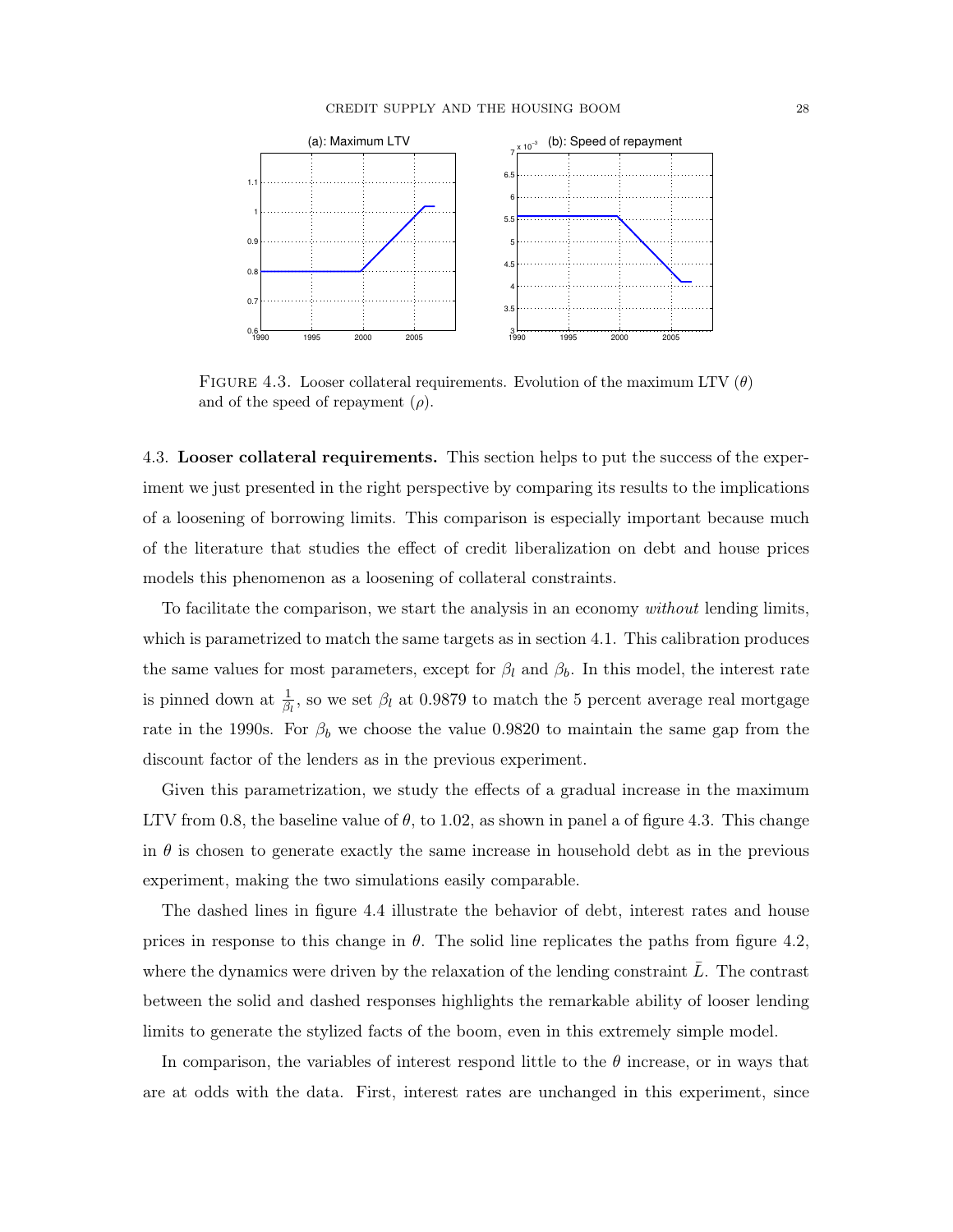FIGURE 4.3. Looser collateral requirements. Evolution of the maximum LTV ($\theta$) and of the speed of repayment ($\rho$).

4.3. **Looser collateral requirements.** This section helps to put the success of the experiment we just presented in the right perspective by comparing its results to the implications of a loosening of borrowing limits. This comparison is especially important because much of the literature that studies the effect of credit liberalization on debt and house prices models this phenomenon as a loosening of collateral constraints.

To facilitate the comparison, we start the analysis in an economy *without* lending limits, which is parametrized to match the same targets as in section 4.1. This calibration produces the same values for most parameters, except for $\beta_l$ and $\beta_b$. In this model, the interest rate is pinned down at $\frac{1}{\beta_l}$, so we set $\beta_l$ at 0.9879 to match the 5 percent average real mortgage rate in the 1990s. For $\beta_b$ we choose the value 0.9820 to maintain the same gap from the discount factor of the lenders as in the previous experiment.

Given this parametrization, we study the effects of a gradual increase in the maximum LTV from 0.8, the baseline value of $\theta$, to 1.02, as shown in panel a of figure 4.3. This change in $\theta$ is chosen to generate exactly the same increase in household debt as in the previous experiment, making the two simulations easily comparable.

The dashed lines in figure 4.4 illustrate the behavior of debt, interest rates and house prices in response to this change in $\theta$. The solid line replicates the paths from figure 4.2, where the dynamics were driven by the relaxation of the lending constraint $\bar{L}$. The contrast between the solid and dashed responses highlights the remarkable ability of looser lending limits to generate the stylized facts of the boom, even in this extremely simple model.

In comparison, the variables of interest respond little to the $\theta$ increase, or in ways that are at odds with the data. First, interest rates are unchanged in this experiment, since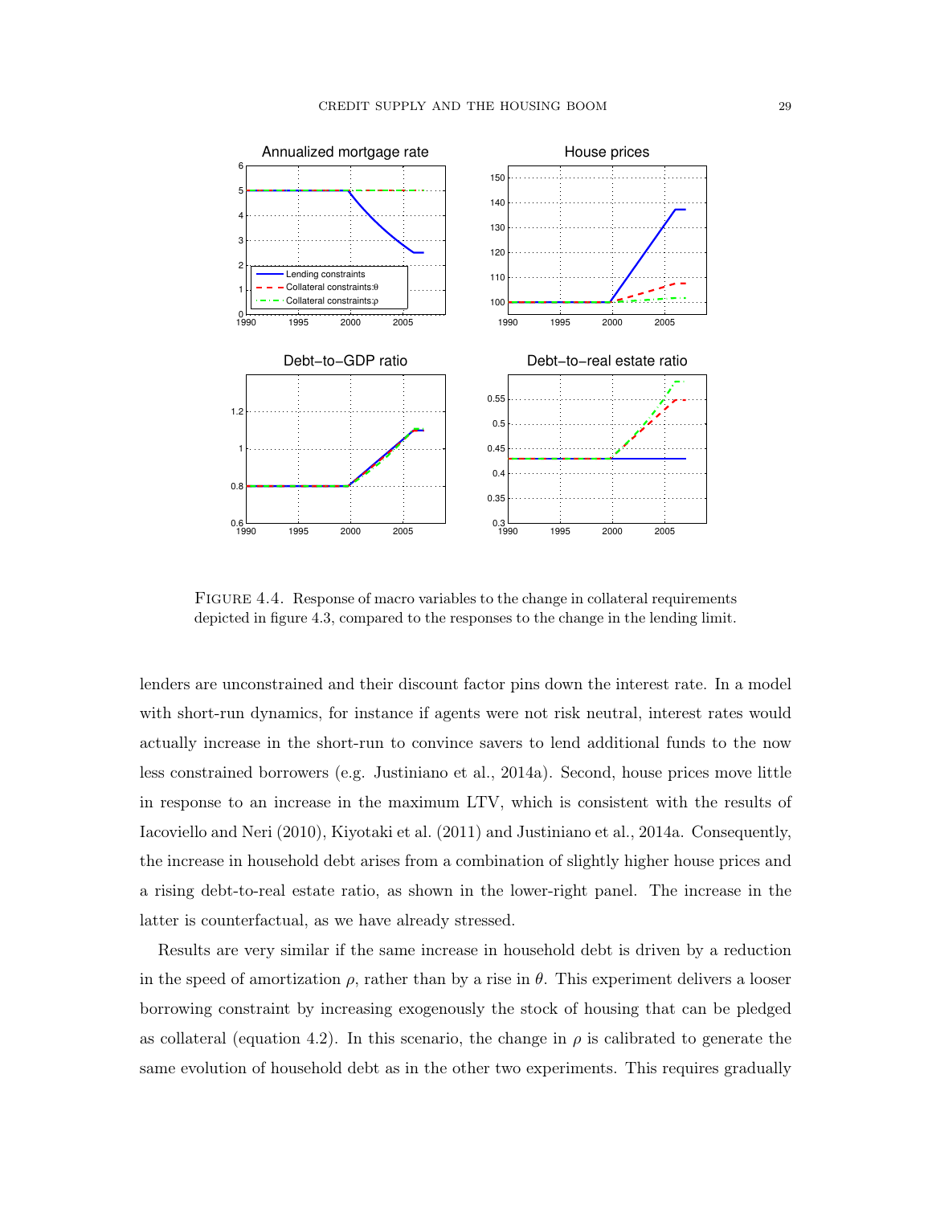FIGURE 4.4. Response of macro variables to the change in collateral requirements depicted in figure 4.3, compared to the responses to the change in the lending limit.

lenders are unconstrained and their discount factor pins down the interest rate. In a model with short-run dynamics, for instance if agents were not risk neutral, interest rates would actually increase in the short-run to convince savers to lend additional funds to the now less constrained borrowers (e.g. Justiniano et al., 2014a). Second, house prices move little in response to an increase in the maximum LTV, which is consistent with the results of Iacoviello and Neri (2010), Kiyotaki et al. (2011) and Justiniano et al., 2014a. Consequently, the increase in household debt arises from a combination of slightly higher house prices and a rising debt-to-real estate ratio, as shown in the lower-right panel. The increase in the latter is counterfactual, as we have already stressed.

Results are very similar if the same increase in household debt is driven by a reduction in the speed of amortization $\rho$, rather than by a rise in $\theta$. This experiment delivers a looser borrowing constraint by increasing exogenously the stock of housing that can be pledged as collateral (equation 4.2). In this scenario, the change in $\rho$ is calibrated to generate the same evolution of household debt as in the other two experiments. This requires gradually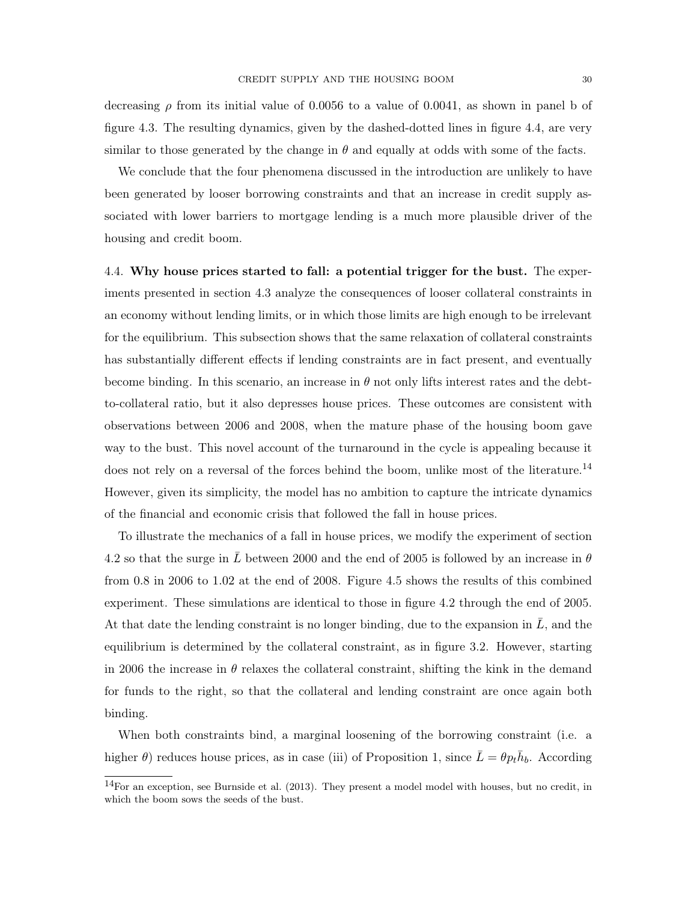decreasing $\rho$ from its initial value of 0.0056 to a value of 0.0041, as shown in panel b of figure 4.3. The resulting dynamics, given by the dashed-dotted lines in figure 4.4, are very similar to those generated by the change in $\theta$ and equally at odds with some of the facts.

We conclude that the four phenomena discussed in the introduction are unlikely to have been generated by looser borrowing constraints and that an increase in credit supply associated with lower barriers to mortgage lending is a much more plausible driver of the housing and credit boom.

4.4. **Why house prices started to fall: a potential trigger for the bust.** The experiments presented in section 4.3 analyze the consequences of looser collateral constraints in an economy without lending limits, or in which those limits are high enough to be irrelevant for the equilibrium. This subsection shows that the same relaxation of collateral constraints has substantially different effects if lending constraints are in fact present, and eventually become binding. In this scenario, an increase in $\theta$ not only lifts interest rates and the debt-to-collateral ratio, but it also depresses house prices. These outcomes are consistent with observations between 2006 and 2008, when the mature phase of the housing boom gave way to the bust. This novel account of the turnaround in the cycle is appealing because it does not rely on a reversal of the forces behind the boom, unlike most of the literature.[14] However, given its simplicity, the model has no ambition to capture the intricate dynamics of the financial and economic crisis that followed the fall in house prices.

To illustrate the mechanics of a fall in house prices, we modify the experiment of section 4.2 so that the surge in $\bar{L}$ between 2000 and the end of 2005 is followed by an increase in $\theta$ from 0.8 in 2006 to 1.02 at the end of 2008. Figure 4.5 shows the results of this combined experiment. These simulations are identical to those in figure 4.2 through the end of 2005. At that date the lending constraint is no longer binding, due to the expansion in $\bar{L}$, and the equilibrium is determined by the collateral constraint, as in figure 3.2. However, starting in 2006 the increase in $\theta$ relaxes the collateral constraint, shifting the kink in the demand for funds to the right, so that the collateral and lending constraint are once again both binding.

When both constraints bind, a marginal loosening of the borrowing constraint (i.e. a higher $\theta$) reduces house prices, as in case (iii) of Proposition 1, since $\bar{L} = \theta p_t \bar{h}_b$. According

[14] For an exception, see Burnside et al. (2013). They present a model model with houses, but no credit, in which the boom sows the seeds of the bust.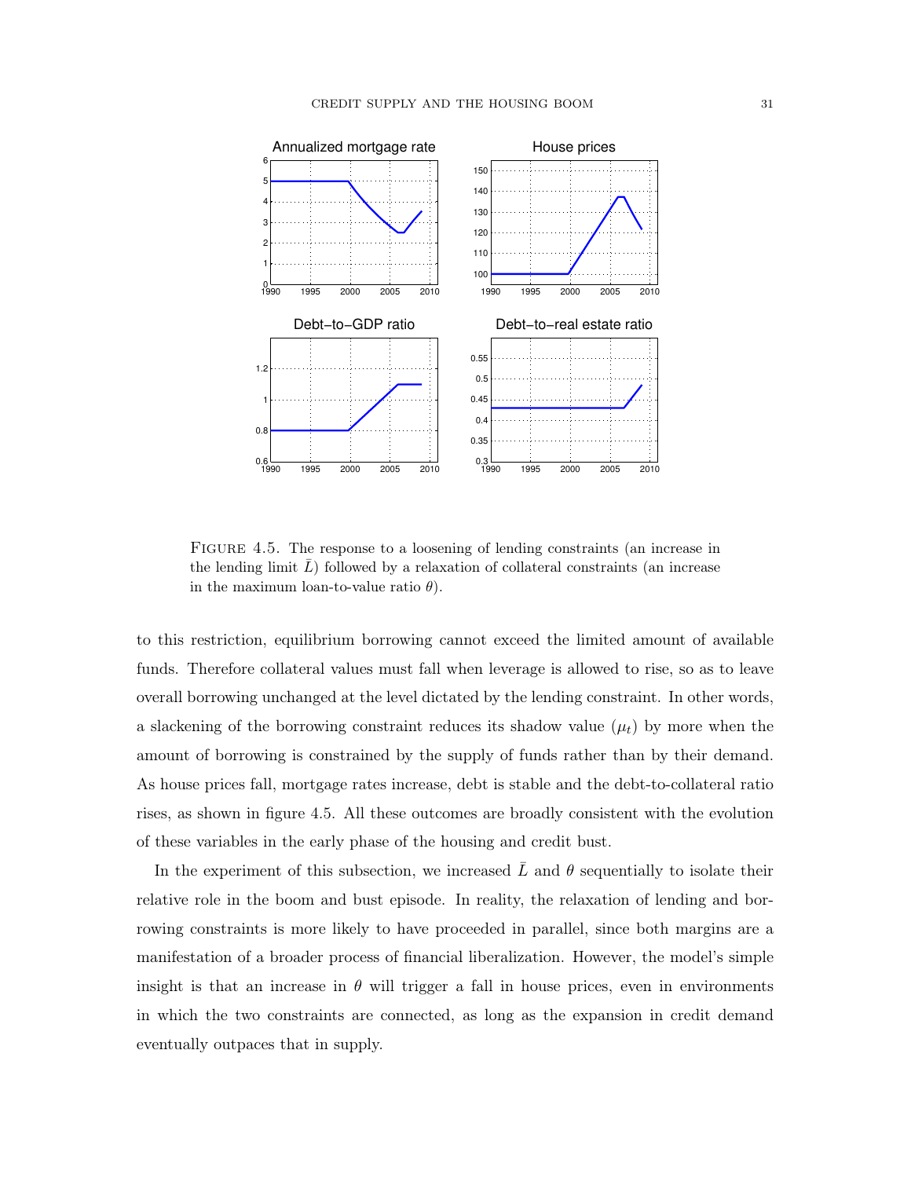FIGURE 4.5. The response to a loosening of lending constraints (an increase in the lending limit $\bar{L}$) followed by a relaxation of collateral constraints (an increase in the maximum loan-to-value ratio $\theta$).

to this restriction, equilibrium borrowing cannot exceed the limited amount of available funds. Therefore collateral values must fall when leverage is allowed to rise, so as to leave overall borrowing unchanged at the level dictated by the lending constraint. In other words, a slackening of the borrowing constraint reduces its shadow value ($\mu_t$) by more when the amount of borrowing is constrained by the supply of funds rather than by their demand. As house prices fall, mortgage rates increase, debt is stable and the debt-to-collateral ratio rises, as shown in figure 4.5. All these outcomes are broadly consistent with the evolution of these variables in the early phase of the housing and credit bust.

In the experiment of this subsection, we increased $\bar{L}$ and $\theta$ sequentially to isolate their relative role in the boom and bust episode. In reality, the relaxation of lending and borrowing constraints is more likely to have proceeded in parallel, since both margins are a manifestation of a broader process of financial liberalization. However, the model's simple insight is that an increase in $\theta$ will trigger a fall in house prices, even in environments in which the two constraints are connected, as long as the expansion in credit demand eventually outpaces that in supply.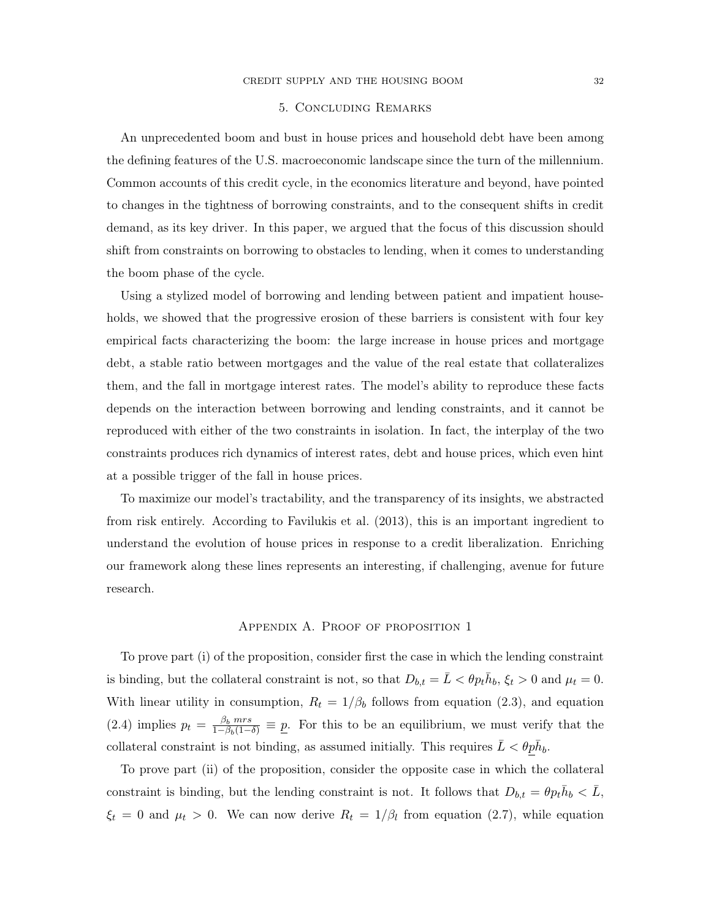## 5. Concluding Remarks

An unprecedented boom and bust in house prices and household debt have been among the defining features of the U.S. macroeconomic landscape since the turn of the millennium. Common accounts of this credit cycle, in the economics literature and beyond, have pointed to changes in the tightness of borrowing constraints, and to the consequent shifts in credit demand, as its key driver. In this paper, we argued that the focus of this discussion should shift from constraints on borrowing to obstacles to lending, when it comes to understanding the boom phase of the cycle.

Using a stylized model of borrowing and lending between patient and impatient households, we showed that the progressive erosion of these barriers is consistent with four key empirical facts characterizing the boom: the large increase in house prices and mortgage debt, a stable ratio between mortgages and the value of the real estate that collateralizes them, and the fall in mortgage interest rates. The model's ability to reproduce these facts depends on the interaction between borrowing and lending constraints, and it cannot be reproduced with either of the two constraints in isolation. In fact, the interplay of the two constraints produces rich dynamics of interest rates, debt and house prices, which even hint at a possible trigger of the fall in house prices.

To maximize our model's tractability, and the transparency of its insights, we abstracted from risk entirely. According to Favilukis et al. (2013), this is an important ingredient to understand the evolution of house prices in response to a credit liberalization. Enriching our framework along these lines represents an interesting, if challenging, avenue for future research.

## Appendix A. Proof of proposition 1

To prove part (i) of the proposition, consider first the case in which the lending constraint is binding, but the collateral constraint is not, so that $D_{b,t} = \bar{L} < \theta p_t \bar{h}_b$, $\xi_t > 0$ and $\mu_t = 0$. With linear utility in consumption, $R_t = 1/\beta_b$ follows from equation (2.3), and equation (2.4) implies $p_t = \frac{\beta_b \, mrs}{1-\beta_b(1-\delta)} \equiv \underline{p}$. For this to be an equilibrium, we must verify that the collateral constraint is not binding, as assumed initially. This requires $\bar{L} < \theta \underline{p} \bar{h}_b$.

To prove part (ii) of the proposition, consider the opposite case in which the collateral constraint is binding, but the lending constraint is not. It follows that $D_{b,t} = \theta p_t \bar{h}_b < \bar{L}$, $\xi_t = 0$ and $\mu_t > 0$. We can now derive $R_t = 1/\beta_l$ from equation (2.7), while equation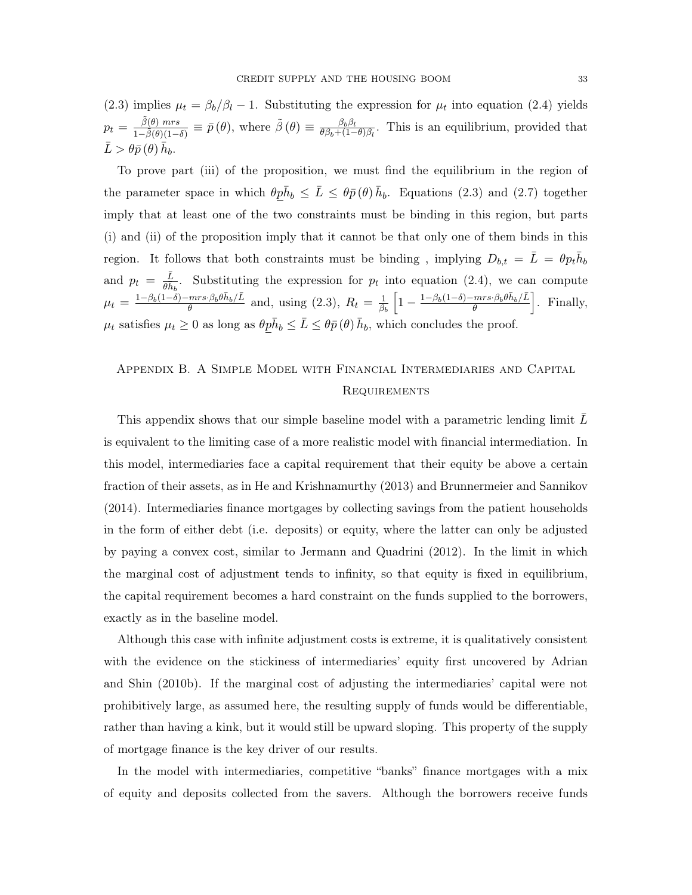(2.3) implies $\mu_t = \beta_b/\beta_l - 1$. Substituting the expression for $\mu_t$ into equation (2.4) yields $p_t = \frac{\tilde{\beta}(\theta)\, mrs}{1-\tilde{\beta}(\theta)(1-\delta)} \equiv \bar{p}(\theta)$, where $\tilde{\beta}(\theta) \equiv \frac{\beta_b \beta_l}{\theta\beta_b + (1-\theta)\beta_l}$. This is an equilibrium, provided that $\bar{L} > \theta\bar{p}(\theta)\bar{h}_b$.

To prove part (iii) of the proposition, we must find the equilibrium in the region of the parameter space in which $\theta\underline{p}\bar{h}_b \leq \bar{L} \leq \theta\bar{p}(\theta)\bar{h}_b$. Equations (2.3) and (2.7) together imply that at least one of the two constraints must be binding in this region, but parts (i) and (ii) of the proposition imply that it cannot be that only one of them binds in this region. It follows that both constraints must be binding , implying $D_{b,t} = \bar{L} = \theta p_t \bar{h}_b$ and $p_t = \frac{\bar{L}}{\theta\bar{h}_b}$. Substituting the expression for $p_t$ into equation (2.4), we can compute $\mu_t = \frac{1-\beta_b(1-\delta)-mrs\cdot\beta_b\theta\bar{h}_b/\bar{L}}{\theta}$ and, using (2.3), $R_t = \frac{1}{\beta_b}\left[1 - \frac{1-\beta_b(1-\delta)-mrs\cdot\beta_b\theta\bar{h}_b/\bar{L}}{\theta}\right]$. Finally, $\mu_t$ satisfies $\mu_t \geq 0$ as long as $\theta\underline{p}\bar{h}_b \leq \bar{L} \leq \theta\bar{p}(\theta)\bar{h}_b$, which concludes the proof.

## Appendix B. A Simple Model with Financial Intermediaries and Capital Requirements

This appendix shows that our simple baseline model with a parametric lending limit $\bar{L}$ is equivalent to the limiting case of a more realistic model with financial intermediation. In this model, intermediaries face a capital requirement that their equity be above a certain fraction of their assets, as in He and Krishnamurthy (2013) and Brunnermeier and Sannikov (2014). Intermediaries finance mortgages by collecting savings from the patient households in the form of either debt (i.e. deposits) or equity, where the latter can only be adjusted by paying a convex cost, similar to Jermann and Quadrini (2012). In the limit in which the marginal cost of adjustment tends to infinity, so that equity is fixed in equilibrium, the capital requirement becomes a hard constraint on the funds supplied to the borrowers, exactly as in the baseline model.

Although this case with infinite adjustment costs is extreme, it is qualitatively consistent with the evidence on the stickiness of intermediaries' equity first uncovered by Adrian and Shin (2010b). If the marginal cost of adjusting the intermediaries' capital were not prohibitively large, as assumed here, the resulting supply of funds would be differentiable, rather than having a kink, but it would still be upward sloping. This property of the supply of mortgage finance is the key driver of our results.

In the model with intermediaries, competitive "banks" finance mortgages with a mix of equity and deposits collected from the savers. Although the borrowers receive funds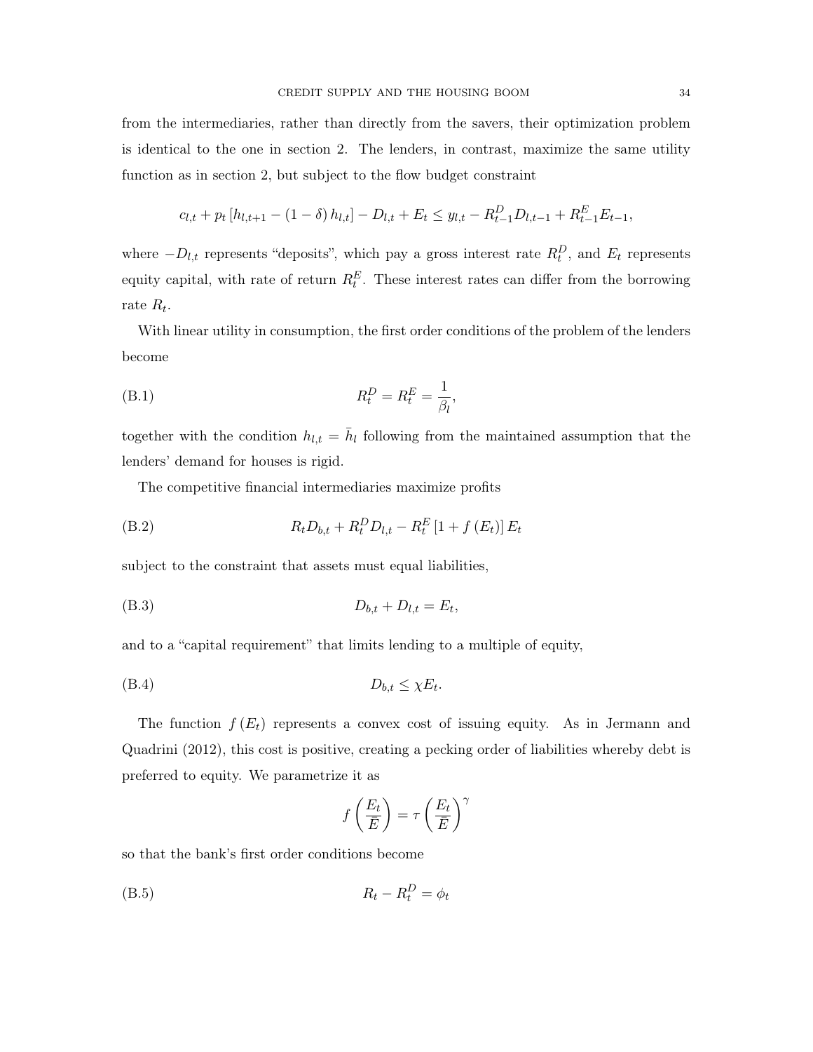from the intermediaries, rather than directly from the savers, their optimization problem is identical to the one in section 2. The lenders, in contrast, maximize the same utility function as in section 2, but subject to the flow budget constraint

$$c_{l,t} + p_t \left[h_{l,t+1} - (1-\delta) h_{l,t}\right] - D_{l,t} + E_t \leq y_{l,t} - R^D_{t-1} D_{l,t-1} + R^E_{t-1} E_{t-1},$$

where $-D_{l,t}$ represents "deposits", which pay a gross interest rate $R^D_t$, and $E_t$ represents equity capital, with rate of return $R^E_t$. These interest rates can differ from the borrowing rate $R_t$.

With linear utility in consumption, the first order conditions of the problem of the lenders become

$$R^D_t = R^E_t = \frac{1}{\beta_l}, \tag{B.1}$$

together with the condition $h_{l,t} = \bar{h}_l$ following from the maintained assumption that the lenders' demand for houses is rigid.

The competitive financial intermediaries maximize profits

$$R_t D_{b,t} + R^D_t D_{l,t} - R^E_t \left[1 + f\left(E_t\right)\right] E_t \tag{B.2}$$

subject to the constraint that assets must equal liabilities,

$$D_{b,t} + D_{l,t} = E_t, \tag{B.3}$$

and to a "capital requirement" that limits lending to a multiple of equity,

$$D_{b,t} \leq \chi E_t. \tag{B.4}$$

The function $f\left(E_t\right)$ represents a convex cost of issuing equity. As in Jermann and Quadrini (2012), this cost is positive, creating a pecking order of liabilities whereby debt is preferred to equity. We parametrize it as

$$f\left(\frac{E_t}{\bar{E}}\right) = \tau \left(\frac{E_t}{\bar{E}}\right)^{\gamma}$$

so that the bank's first order conditions become

$$R_t - R^D_t = \phi_t \tag{B.5}$$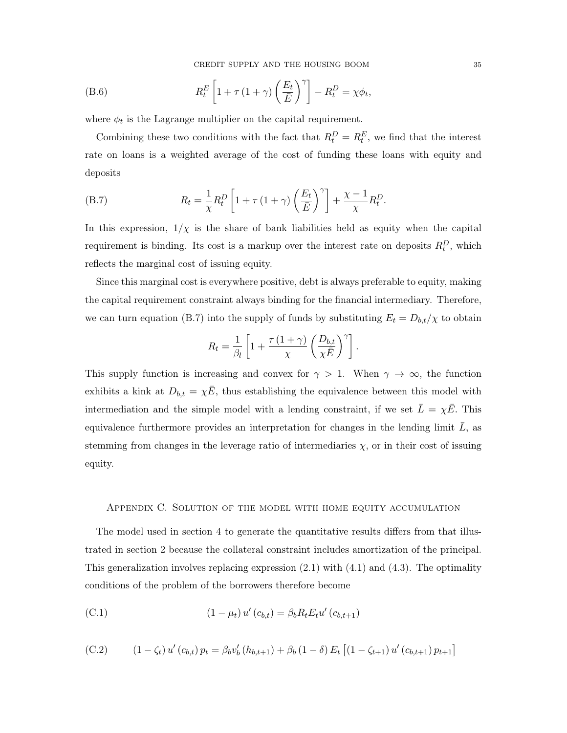$$R_t^E \left[1 + \tau (1+\gamma) \left(\frac{E_t}{\bar{E}}\right)^\gamma\right] - R_t^D = \chi \phi_t, \tag{B.6}$$

where $\phi_t$ is the Lagrange multiplier on the capital requirement.

Combining these two conditions with the fact that $R_t^D = R_t^E$, we find that the interest rate on loans is a weighted average of the cost of funding these loans with equity and deposits

$$R_t = \frac{1}{\chi} R_t^D \left[1 + \tau (1+\gamma) \left(\frac{E_t}{\bar{E}}\right)^\gamma\right] + \frac{\chi - 1}{\chi} R_t^D. \tag{B.7}$$

In this expression, $1/\chi$ is the share of bank liabilities held as equity when the capital requirement is binding. Its cost is a markup over the interest rate on deposits $R_t^D$, which reflects the marginal cost of issuing equity.

Since this marginal cost is everywhere positive, debt is always preferable to equity, making the capital requirement constraint always binding for the financial intermediary. Therefore, we can turn equation (B.7) into the supply of funds by substituting $E_t = D_{b,t}/\chi$ to obtain

$$R_t = \frac{1}{\beta_l} \left[1 + \frac{\tau (1+\gamma)}{\chi} \left(\frac{D_{b,t}}{\chi \bar{E}}\right)^\gamma\right].$$

This supply function is increasing and convex for $\gamma > 1$. When $\gamma \to \infty$, the function exhibits a kink at $D_{b,t} = \chi \bar{E}$, thus establishing the equivalence between this model with intermediation and the simple model with a lending constraint, if we set $\bar{L} = \chi \bar{E}$. This equivalence furthermore provides an interpretation for changes in the lending limit $\bar{L}$, as stemming from changes in the leverage ratio of intermediaries $\chi$, or in their cost of issuing equity.

## Appendix C. Solution of the model with home equity accumulation

The model used in section 4 to generate the quantitative results differs from that illustrated in section 2 because the collateral constraint includes amortization of the principal. This generalization involves replacing expression (2.1) with (4.1) and (4.3). The optimality conditions of the problem of the borrowers therefore become

$$(1 - \mu_t)\, u'(c_{b,t}) = \beta_b R_t E_t u'(c_{b,t+1}) \tag{C.1}$$

$$(1 - \zeta_t)\, u'(c_{b,t})\, p_t = \beta_b v_b'(h_{b,t+1}) + \beta_b (1 - \delta) E_t \left[(1 - \zeta_{t+1})\, u'(c_{b,t+1})\, p_{t+1}\right] \tag{C.2}$$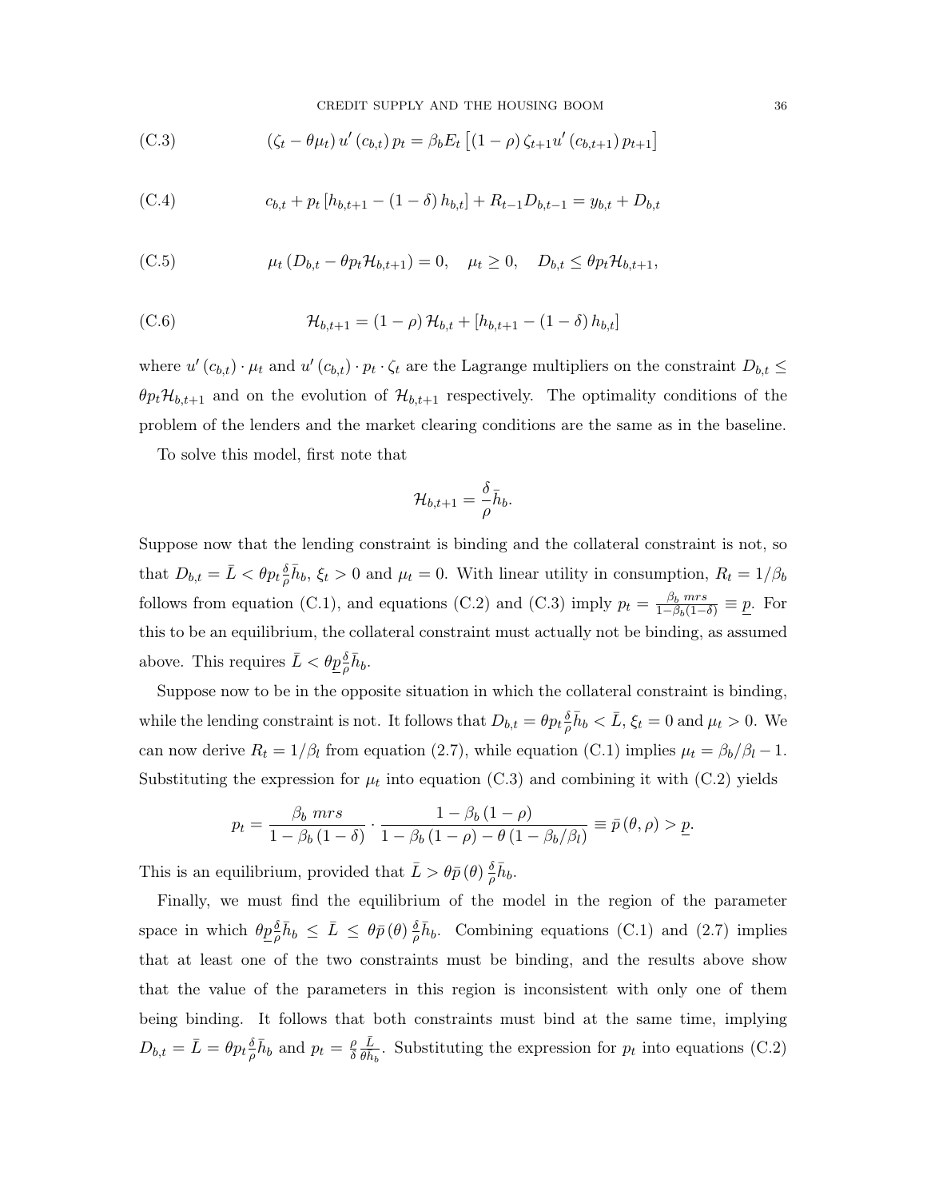(C.3)
$$\left(\zeta_t - \theta \mu_t\right) u'\left(c_{b,t}\right) p_t = \beta_b E_t\left[\left(1-\rho\right)\zeta_{t+1} u'\left(c_{b,t+1}\right) p_{t+1}\right]$$

(C.4)
$$c_{b,t} + p_t\left[h_{b,t+1} - \left(1-\delta\right) h_{b,t}\right] + R_{t-1} D_{b,t-1} = y_{b,t} + D_{b,t}$$

(C.5)
$$\mu_t\left(D_{b,t} - \theta p_t \mathcal{H}_{b,t+1}\right) = 0, \quad \mu_t \geq 0, \quad D_{b,t} \leq \theta p_t \mathcal{H}_{b,t+1},$$

(C.6)
$$\mathcal{H}_{b,t+1} = \left(1-\rho\right)\mathcal{H}_{b,t} + \left[h_{b,t+1} - \left(1-\delta\right) h_{b,t}\right]$$

where $u'\left(c_{b,t}\right) \cdot \mu_t$ and $u'\left(c_{b,t}\right) \cdot p_t \cdot \zeta_t$ are the Lagrange multipliers on the constraint $D_{b,t} \leq \theta p_t \mathcal{H}_{b,t+1}$ and on the evolution of $\mathcal{H}_{b,t+1}$ respectively. The optimality conditions of the problem of the lenders and the market clearing conditions are the same as in the baseline.

To solve this model, first note that

$$\mathcal{H}_{b,t+1} = \frac{\delta}{\rho}\bar{h}_b.$$

Suppose now that the lending constraint is binding and the collateral constraint is not, so that $D_{b,t} = \bar{L} < \theta p_t \frac{\delta}{\rho}\bar{h}_b$, $\xi_t > 0$ and $\mu_t = 0$. With linear utility in consumption, $R_t = 1/\beta_b$ follows from equation (C.1), and equations (C.2) and (C.3) imply $p_t = \frac{\beta_b \; mrs}{1-\beta_b(1-\delta)} \equiv \underline{p}$. For this to be an equilibrium, the collateral constraint must actually not be binding, as assumed above. This requires $\bar{L} < \theta \underline{p} \frac{\delta}{\rho}\bar{h}_b$.

Suppose now to be in the opposite situation in which the collateral constraint is binding, while the lending constraint is not. It follows that $D_{b,t} = \theta p_t \frac{\delta}{\rho}\bar{h}_b < \bar{L}$, $\xi_t = 0$ and $\mu_t > 0$. We can now derive $R_t = 1/\beta_l$ from equation (2.7), while equation (C.1) implies $\mu_t = \beta_b/\beta_l - 1$. Substituting the expression for $\mu_t$ into equation (C.3) and combining it with (C.2) yields

$$p_t = \frac{\beta_b \; mrs}{1-\beta_b\left(1-\delta\right)} \cdot \frac{1-\beta_b\left(1-\rho\right)}{1-\beta_b\left(1-\rho\right) - \theta\left(1-\beta_b/\beta_l\right)} \equiv \bar{p}\left(\theta,\rho\right) > \underline{p}.$$

This is an equilibrium, provided that $\bar{L} > \theta \bar{p}\left(\theta\right) \frac{\delta}{\rho}\bar{h}_b$.

Finally, we must find the equilibrium of the model in the region of the parameter space in which $\theta \underline{p} \frac{\delta}{\rho}\bar{h}_b \leq \bar{L} \leq \theta \bar{p}\left(\theta\right) \frac{\delta}{\rho}\bar{h}_b$. Combining equations (C.1) and (2.7) implies that at least one of the two constraints must be binding, and the results above show that the value of the parameters in this region is inconsistent with only one of them being binding. It follows that both constraints must bind at the same time, implying $D_{b,t} = \bar{L} = \theta p_t \frac{\delta}{\rho}\bar{h}_b$ and $p_t = \frac{\rho}{\delta}\frac{\bar{L}}{\theta \bar{h}_b}$. Substituting the expression for $p_t$ into equations (C.2)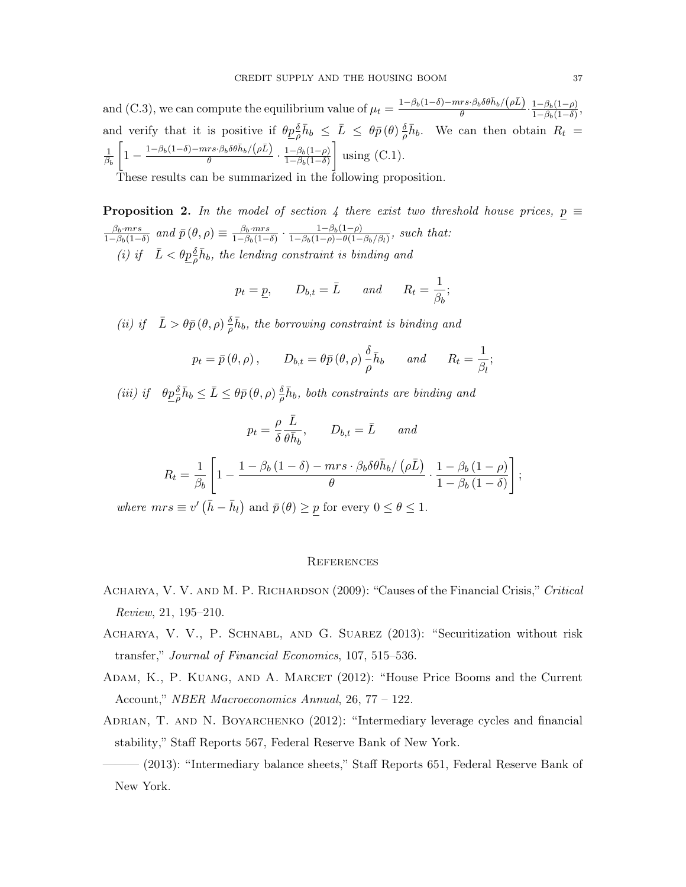and (C.3), we can compute the equilibrium value of $\mu_t = \frac{1-\beta_b(1-\delta)-mrs\cdot\beta_b\delta\theta\bar{h}_b/(\rho\bar{L})}{\theta}\cdot\frac{1-\beta_b(1-\rho)}{1-\beta_b(1-\delta)}$, and verify that it is positive if $\theta\underline{p}\frac{\delta}{\rho}\bar{h}_b \leq \bar{L} \leq \theta\bar{p}(\theta)\frac{\delta}{\rho}\bar{h}_b$. We can then obtain $R_t = \frac{1}{\beta_b}\left[1-\frac{1-\beta_b(1-\delta)-mrs\cdot\beta_b\delta\theta\bar{h}_b/(\rho\bar{L})}{\theta}\cdot\frac{1-\beta_b(1-\rho)}{1-\beta_b(1-\delta)}\right]$ using (C.1).

These results can be summarized in the following proposition.

**Proposition 2.** *In the model of section 4 there exist two threshold house prices,* $\underline{p} \equiv \frac{\beta_b\cdot mrs}{1-\beta_b(1-\delta)}$ *and* $\bar{p}(\theta,\rho) \equiv \frac{\beta_b\cdot mrs}{1-\beta_b(1-\delta)}\cdot\frac{1-\beta_b(1-\rho)}{1-\beta_b(1-\rho)-\theta(1-\beta_b/\beta_l)}$*, such that:*

*(i) if* $\bar{L} < \theta\underline{p}\frac{\delta}{\rho}\bar{h}_b$*, the lending constraint is binding and*

$$p_t = \underline{p}, \qquad D_{b,t} = \bar{L} \qquad and \qquad R_t = \frac{1}{\beta_b};$$

*(ii) if* $\bar{L} > \theta\bar{p}(\theta,\rho)\frac{\delta}{\rho}\bar{h}_b$*, the borrowing constraint is binding and*

$$p_t = \bar{p}(\theta,\rho), \qquad D_{b,t} = \theta\bar{p}(\theta,\rho)\frac{\delta}{\rho}\bar{h}_b \qquad and \qquad R_t = \frac{1}{\beta_l};$$

*(iii) if* $\theta\underline{p}\frac{\delta}{\rho}\bar{h}_b \leq \bar{L} \leq \theta\bar{p}(\theta,\rho)\frac{\delta}{\rho}\bar{h}_b$*, both constraints are binding and*

$$p_t = \frac{\rho}{\delta}\frac{\bar{L}}{\theta\bar{h}_b}, \qquad D_{b,t} = \bar{L} \qquad and$$

$$R_t = \frac{1}{\beta_b}\left[1-\frac{1-\beta_b(1-\delta)-mrs\cdot\beta_b\delta\theta\bar{h}_b/(\rho\bar{L})}{\theta}\cdot\frac{1-\beta_b(1-\rho)}{1-\beta_b(1-\delta)}\right];$$

*where* $mrs \equiv v'(\bar{h}-\bar{h}_l)$ and $\bar{p}(\theta) \geq \underline{p}$ for every $0 \leq \theta \leq 1$.

## References

Acharya, V. V. and M. P. Richardson (2009): "Causes of the Financial Crisis," *Critical Review*, 21, 195–210.

Acharya, V. V., P. Schnabl, and G. Suarez (2013): "Securitization without risk transfer," *Journal of Financial Economics*, 107, 515–536.

Adam, K., P. Kuang, and A. Marcet (2012): "House Price Booms and the Current Account," *NBER Macroeconomics Annual*, 26, 77 – 122.

Adrian, T. and N. Boyarchenko (2012): "Intermediary leverage cycles and financial stability," Staff Reports 567, Federal Reserve Bank of New York.

——— (2013): "Intermediary balance sheets," Staff Reports 651, Federal Reserve Bank of New York.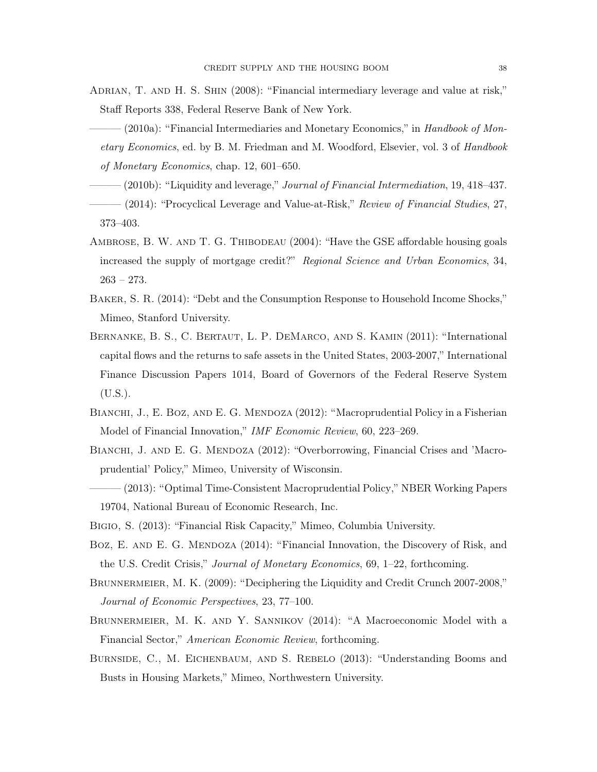Adrian, T. and H. S. Shin (2008): "Financial intermediary leverage and value at risk," Staff Reports 338, Federal Reserve Bank of New York.

——— (2010a): "Financial Intermediaries and Monetary Economics," in *Handbook of Monetary Economics*, ed. by B. M. Friedman and M. Woodford, Elsevier, vol. 3 of *Handbook of Monetary Economics*, chap. 12, 601–650.

——— (2010b): "Liquidity and leverage," *Journal of Financial Intermediation*, 19, 418–437.

——— (2014): "Procyclical Leverage and Value-at-Risk," *Review of Financial Studies*, 27, 373–403.

Ambrose, B. W. and T. G. Thibodeau (2004): "Have the GSE affordable housing goals increased the supply of mortgage credit?" *Regional Science and Urban Economics*, 34, 263 – 273.

Baker, S. R. (2014): "Debt and the Consumption Response to Household Income Shocks," Mimeo, Stanford University.

Bernanke, B. S., C. Bertaut, L. P. DeMarco, and S. Kamin (2011): "International capital flows and the returns to safe assets in the United States, 2003-2007," International Finance Discussion Papers 1014, Board of Governors of the Federal Reserve System (U.S.).

Bianchi, J., E. Boz, and E. G. Mendoza (2012): "Macroprudential Policy in a Fisherian Model of Financial Innovation," *IMF Economic Review*, 60, 223–269.

Bianchi, J. and E. G. Mendoza (2012): "Overborrowing, Financial Crises and 'Macroprudential' Policy," Mimeo, University of Wisconsin.

——— (2013): "Optimal Time-Consistent Macroprudential Policy," NBER Working Papers 19704, National Bureau of Economic Research, Inc.

Bigio, S. (2013): "Financial Risk Capacity," Mimeo, Columbia University.

Boz, E. and E. G. Mendoza (2014): "Financial Innovation, the Discovery of Risk, and the U.S. Credit Crisis," *Journal of Monetary Economics*, 69, 1–22, forthcoming.

Brunnermeier, M. K. (2009): "Deciphering the Liquidity and Credit Crunch 2007-2008," *Journal of Economic Perspectives*, 23, 77–100.

Brunnermeier, M. K. and Y. Sannikov (2014): "A Macroeconomic Model with a Financial Sector," *American Economic Review*, forthcoming.

Burnside, C., M. Eichenbaum, and S. Rebelo (2013): "Understanding Booms and Busts in Housing Markets," Mimeo, Northwestern University.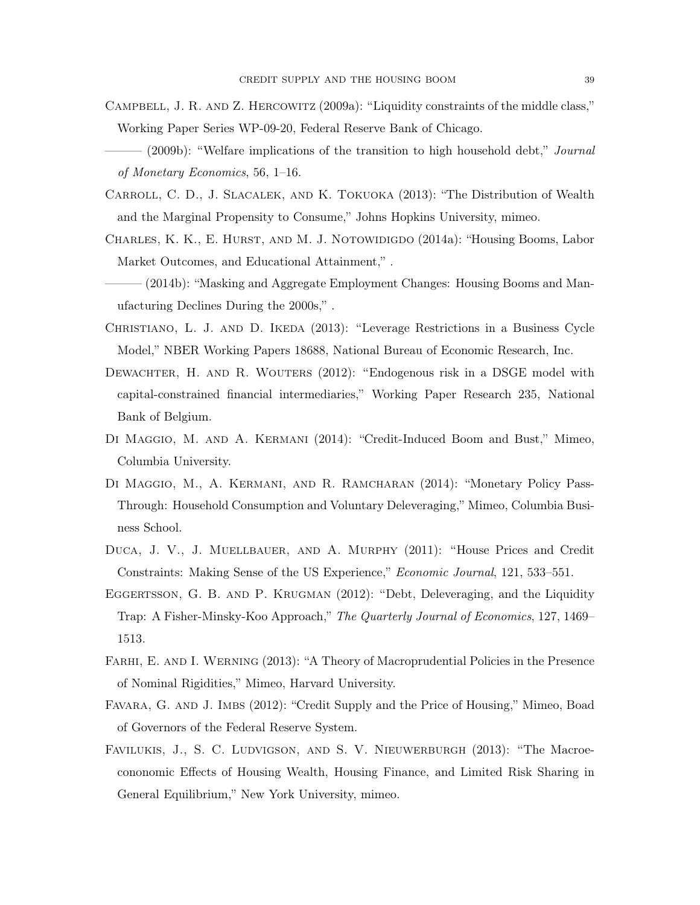Campbell, J. R. and Z. Hercowitz (2009a): "Liquidity constraints of the middle class," Working Paper Series WP-09-20, Federal Reserve Bank of Chicago.

——— (2009b): "Welfare implications of the transition to high household debt," *Journal of Monetary Economics*, 56, 1–16.

Carroll, C. D., J. Slacalek, and K. Tokuoka (2013): "The Distribution of Wealth and the Marginal Propensity to Consume," Johns Hopkins University, mimeo.

Charles, K. K., E. Hurst, and M. J. Notowidigdo (2014a): "Housing Booms, Labor Market Outcomes, and Educational Attainment," .

——— (2014b): "Masking and Aggregate Employment Changes: Housing Booms and Manufacturing Declines During the 2000s," .

Christiano, L. J. and D. Ikeda (2013): "Leverage Restrictions in a Business Cycle Model," NBER Working Papers 18688, National Bureau of Economic Research, Inc.

Dewachter, H. and R. Wouters (2012): "Endogenous risk in a DSGE model with capital-constrained financial intermediaries," Working Paper Research 235, National Bank of Belgium.

Di Maggio, M. and A. Kermani (2014): "Credit-Induced Boom and Bust," Mimeo, Columbia University.

Di Maggio, M., A. Kermani, and R. Ramcharan (2014): "Monetary Policy Pass-Through: Household Consumption and Voluntary Deleveraging," Mimeo, Columbia Business School.

Duca, J. V., J. Muellbauer, and A. Murphy (2011): "House Prices and Credit Constraints: Making Sense of the US Experience," *Economic Journal*, 121, 533–551.

Eggertsson, G. B. and P. Krugman (2012): "Debt, Deleveraging, and the Liquidity Trap: A Fisher-Minsky-Koo Approach," *The Quarterly Journal of Economics*, 127, 1469–1513.

Farhi, E. and I. Werning (2013): "A Theory of Macroprudential Policies in the Presence of Nominal Rigidities," Mimeo, Harvard University.

Favara, G. and J. Imbs (2012): "Credit Supply and the Price of Housing," Mimeo, Boad of Governors of the Federal Reserve System.

Favilukis, J., S. C. Ludvigson, and S. V. Nieuwerburgh (2013): "The Macroecononomic Effects of Housing Wealth, Housing Finance, and Limited Risk Sharing in General Equilibrium," New York University, mimeo.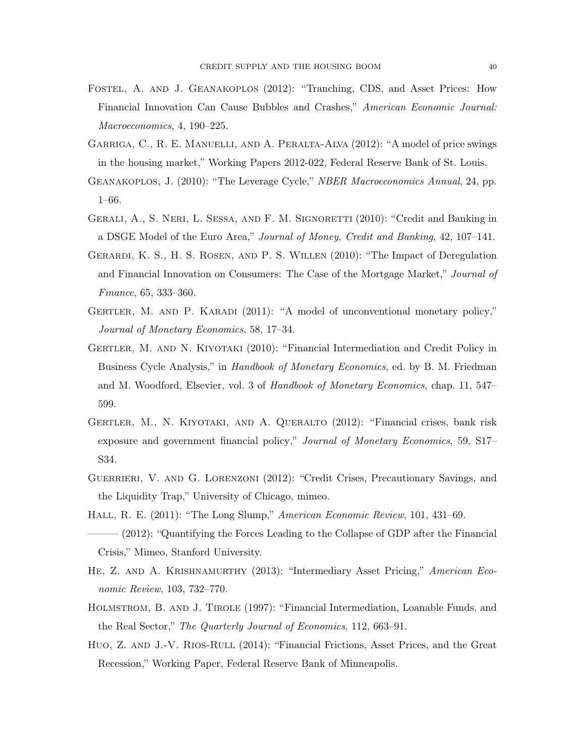Fostel, A. and J. Geanakoplos (2012): "Tranching, CDS, and Asset Prices: How Financial Innovation Can Cause Bubbles and Crashes," *American Economic Journal: Macroeconomics*, 4, 190–225.

Garriga, C., R. E. Manuelli, and A. Peralta-Alva (2012): "A model of price swings in the housing market," Working Papers 2012-022, Federal Reserve Bank of St. Louis.

Geanakoplos, J. (2010): "The Leverage Cycle," *NBER Macroeconomics Annual*, 24, pp. 1–66.

Gerali, A., S. Neri, L. Sessa, and F. M. Signoretti (2010): "Credit and Banking in a DSGE Model of the Euro Area," *Journal of Money, Credit and Banking*, 42, 107–141.

Gerardi, K. S., H. S. Rosen, and P. S. Willen (2010): "The Impact of Deregulation and Financial Innovation on Consumers: The Case of the Mortgage Market," *Journal of Finance*, 65, 333–360.

Gertler, M. and P. Karadi (2011): "A model of unconventional monetary policy," *Journal of Monetary Economics*, 58, 17–34.

Gertler, M. and N. Kiyotaki (2010): "Financial Intermediation and Credit Policy in Business Cycle Analysis," in *Handbook of Monetary Economics*, ed. by B. M. Friedman and M. Woodford, Elsevier, vol. 3 of *Handbook of Monetary Economics*, chap. 11, 547–599.

Gertler, M., N. Kiyotaki, and A. Queralto (2012): "Financial crises, bank risk exposure and government financial policy," *Journal of Monetary Economics*, 59, S17–S34.

Guerrieri, V. and G. Lorenzoni (2012): "Credit Crises, Precautionary Savings, and the Liquidity Trap," University of Chicago, mimeo.

Hall, R. E. (2011): "The Long Slump," *American Economic Review*, 101, 431–69.

——— (2012): "Quantifying the Forces Leading to the Collapse of GDP after the Financial Crisis," Mimeo, Stanford University.

He, Z. and A. Krishnamurthy (2013): "Intermediary Asset Pricing," *American Economic Review*, 103, 732–770.

Holmstrom, B. and J. Tirole (1997): "Financial Intermediation, Loanable Funds, and the Real Sector," *The Quarterly Journal of Economics*, 112, 663–91.

Huo, Z. and J.-V. Rios-Rull (2014): "Financial Frictions, Asset Prices, and the Great Recession," Working Paper, Federal Reserve Bank of Minneapolis.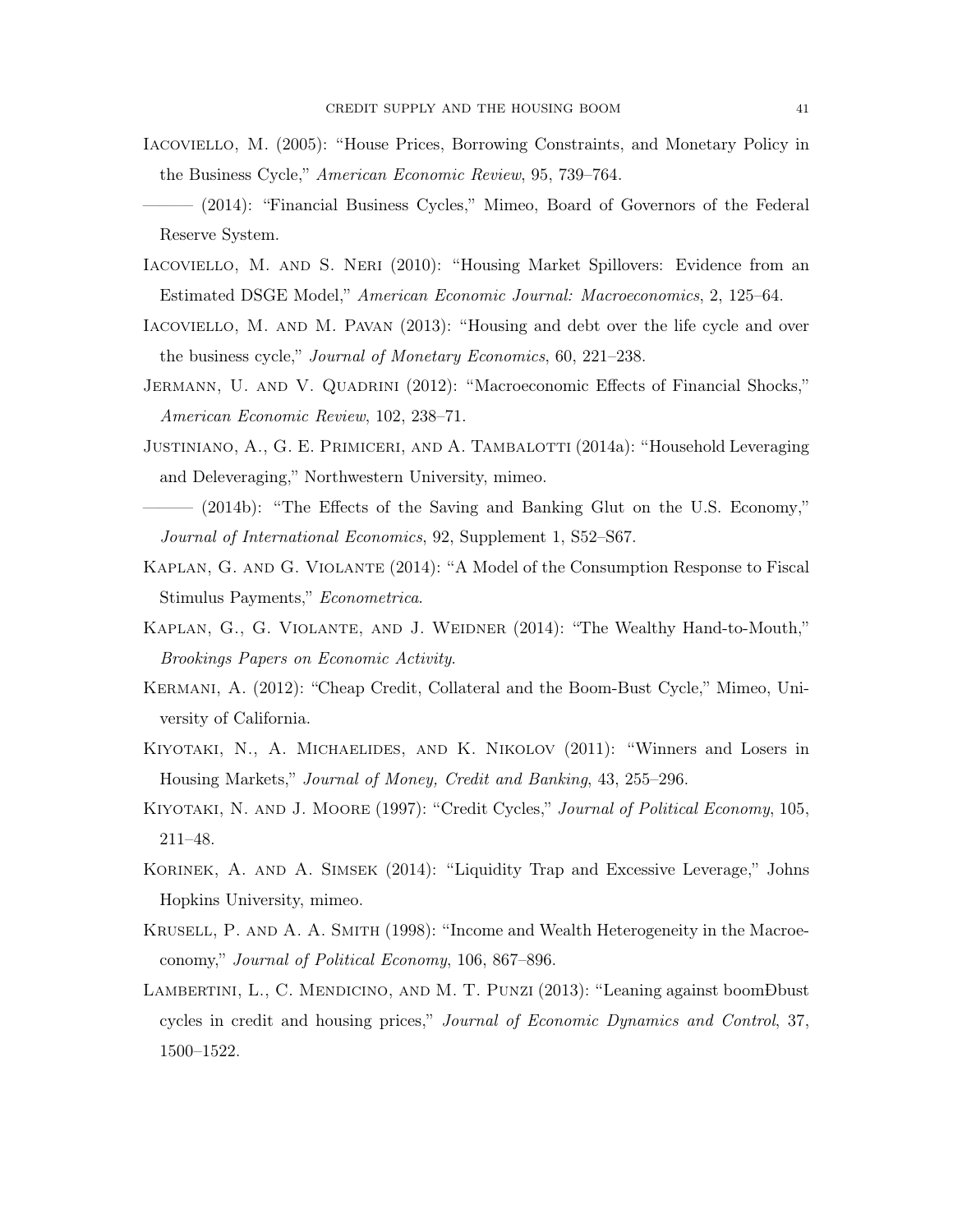Iacoviello, M. (2005): "House Prices, Borrowing Constraints, and Monetary Policy in the Business Cycle," *American Economic Review*, 95, 739–764.

——— (2014): "Financial Business Cycles," Mimeo, Board of Governors of the Federal Reserve System.

Iacoviello, M. and S. Neri (2010): "Housing Market Spillovers: Evidence from an Estimated DSGE Model," *American Economic Journal: Macroeconomics*, 2, 125–64.

Iacoviello, M. and M. Pavan (2013): "Housing and debt over the life cycle and over the business cycle," *Journal of Monetary Economics*, 60, 221–238.

Jermann, U. and V. Quadrini (2012): "Macroeconomic Effects of Financial Shocks," *American Economic Review*, 102, 238–71.

Justiniano, A., G. E. Primiceri, and A. Tambalotti (2014a): "Household Leveraging and Deleveraging," Northwestern University, mimeo.

——— (2014b): "The Effects of the Saving and Banking Glut on the U.S. Economy," *Journal of International Economics*, 92, Supplement 1, S52–S67.

Kaplan, G. and G. Violante (2014): "A Model of the Consumption Response to Fiscal Stimulus Payments," *Econometrica*.

Kaplan, G., G. Violante, and J. Weidner (2014): "The Wealthy Hand-to-Mouth," *Brookings Papers on Economic Activity*.

Kermani, A. (2012): "Cheap Credit, Collateral and the Boom-Bust Cycle," Mimeo, University of California.

Kiyotaki, N., A. Michaelides, and K. Nikolov (2011): "Winners and Losers in Housing Markets," *Journal of Money, Credit and Banking*, 43, 255–296.

Kiyotaki, N. and J. Moore (1997): "Credit Cycles," *Journal of Political Economy*, 105, 211–48.

Korinek, A. and A. Simsek (2014): "Liquidity Trap and Excessive Leverage," Johns Hopkins University, mimeo.

Krusell, P. and A. A. Smith (1998): "Income and Wealth Heterogeneity in the Macroeconomy," *Journal of Political Economy*, 106, 867–896.

Lambertini, L., C. Mendicino, and M. T. Punzi (2013): "Leaning against boomÐbust cycles in credit and housing prices," *Journal of Economic Dynamics and Control*, 37, 1500–1522.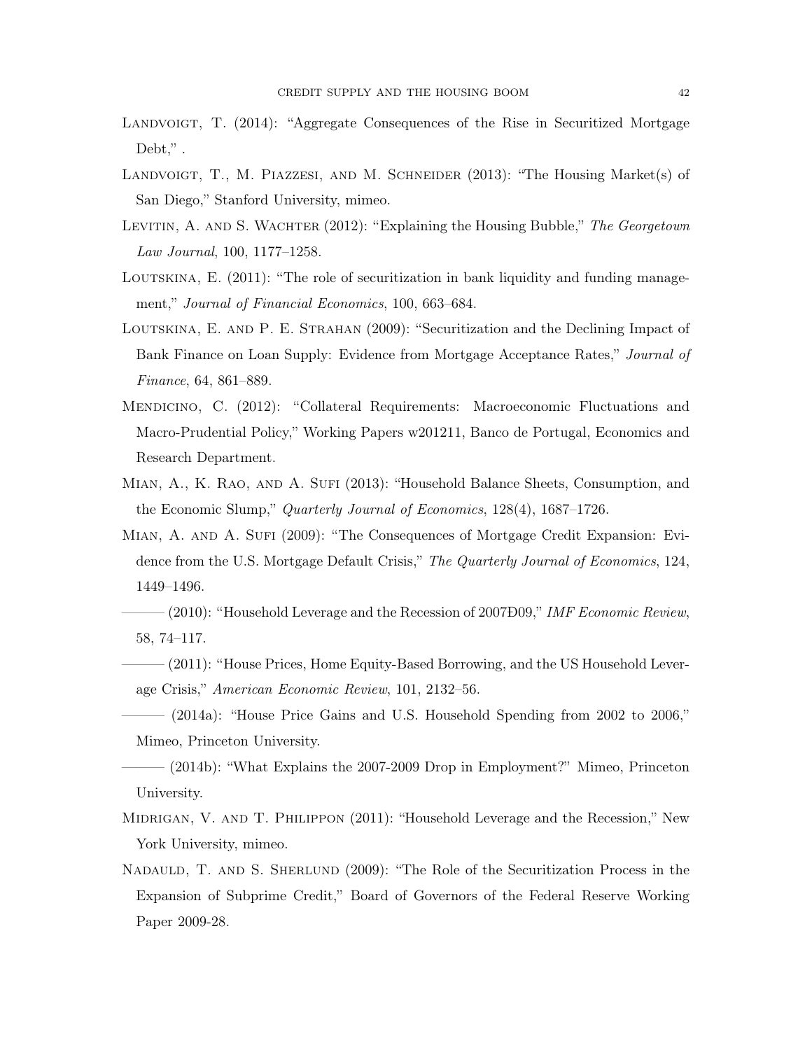Landvoigt, T. (2014): "Aggregate Consequences of the Rise in Securitized Mortgage Debt," .

Landvoigt, T., M. Piazzesi, and M. Schneider (2013): "The Housing Market(s) of San Diego," Stanford University, mimeo.

Levitin, A. and S. Wachter (2012): "Explaining the Housing Bubble," *The Georgetown Law Journal*, 100, 1177–1258.

Loutskina, E. (2011): "The role of securitization in bank liquidity and funding management," *Journal of Financial Economics*, 100, 663–684.

Loutskina, E. and P. E. Strahan (2009): "Securitization and the Declining Impact of Bank Finance on Loan Supply: Evidence from Mortgage Acceptance Rates," *Journal of Finance*, 64, 861–889.

Mendicino, C. (2012): "Collateral Requirements: Macroeconomic Fluctuations and Macro-Prudential Policy," Working Papers w201211, Banco de Portugal, Economics and Research Department.

Mian, A., K. Rao, and A. Sufi (2013): "Household Balance Sheets, Consumption, and the Economic Slump," *Quarterly Journal of Economics*, 128(4), 1687–1726.

Mian, A. and A. Sufi (2009): "The Consequences of Mortgage Credit Expansion: Evidence from the U.S. Mortgage Default Crisis," *The Quarterly Journal of Economics*, 124, 1449–1496.

——— (2010): "Household Leverage and the Recession of 2007Ð09," *IMF Economic Review*, 58, 74–117.

——— (2011): "House Prices, Home Equity-Based Borrowing, and the US Household Leverage Crisis," *American Economic Review*, 101, 2132–56.

——— (2014a): "House Price Gains and U.S. Household Spending from 2002 to 2006," Mimeo, Princeton University.

——— (2014b): "What Explains the 2007-2009 Drop in Employment?" Mimeo, Princeton University.

Midrigan, V. and T. Philippon (2011): "Household Leverage and the Recession," New York University, mimeo.

Nadauld, T. and S. Sherlund (2009): "The Role of the Securitization Process in the Expansion of Subprime Credit," Board of Governors of the Federal Reserve Working Paper 2009-28.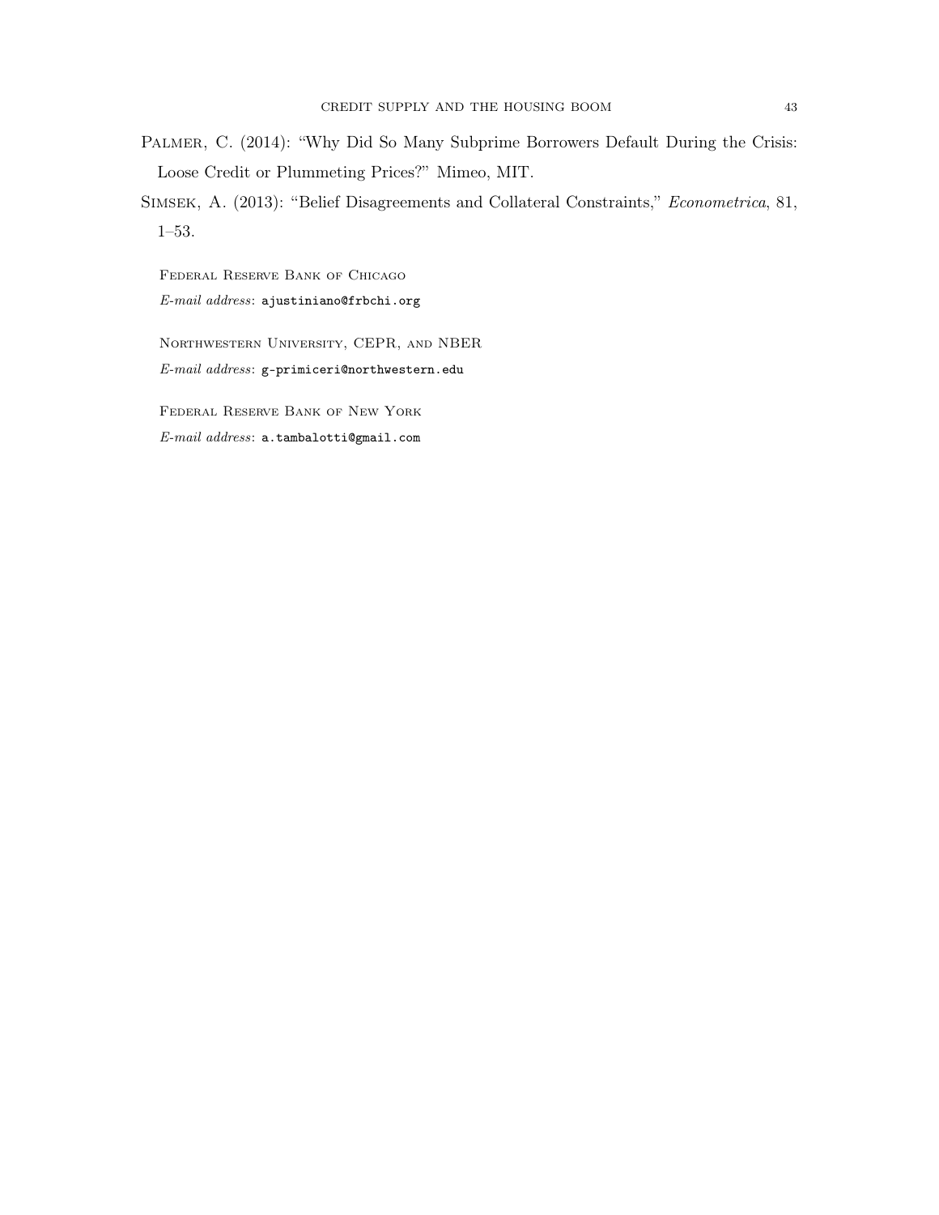Palmer, C. (2014): "Why Did So Many Subprime Borrowers Default During the Crisis: Loose Credit or Plummeting Prices?" Mimeo, MIT.

Simsek, A. (2013): "Belief Disagreements and Collateral Constraints," *Econometrica*, 81, 1–53.

Federal Reserve Bank of Chicago
*E-mail address*: ajustiniano@frbchi.org

Northwestern University, CEPR, and NBER
*E-mail address*: g-primiceri@northwestern.edu

Federal Reserve Bank of New York
*E-mail address*: a.tambalotti@gmail.com